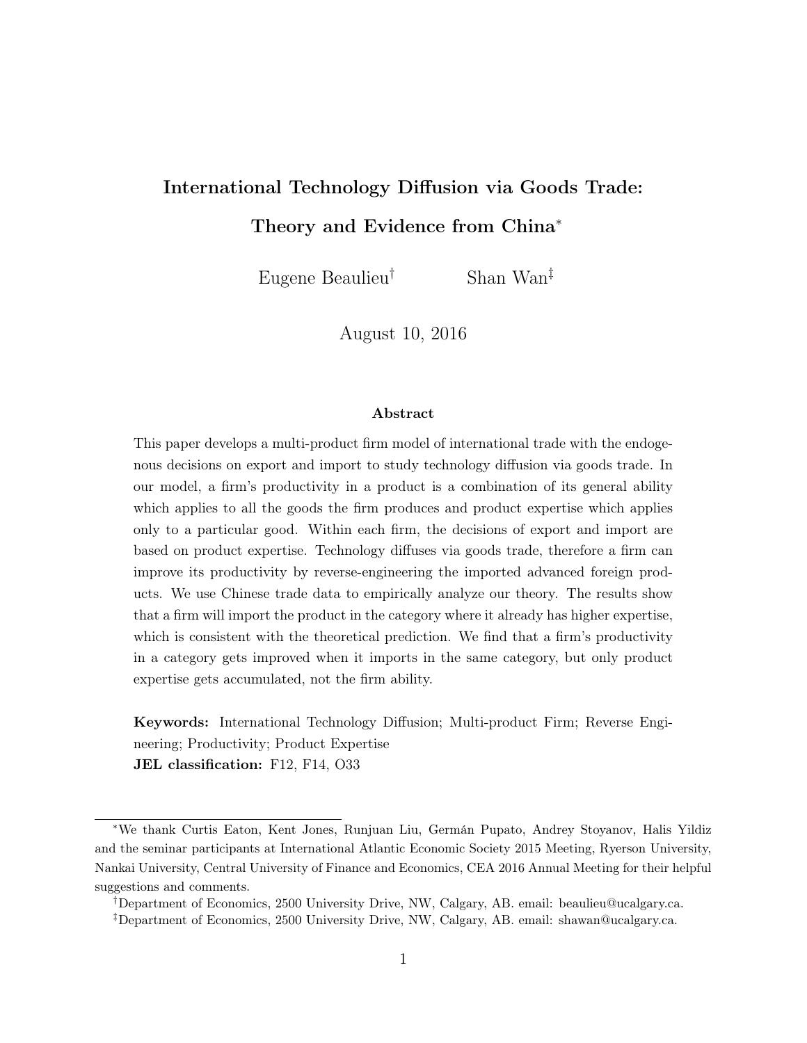# International Technology Diffusion via Goods Trade: Theory and Evidence from China[*]

Eugene Beaulieu[†] Shan Wan[‡]

August 10, 2016

### Abstract

This paper develops a multi-product firm model of international trade with the endogenous decisions on export and import to study technology diffusion via goods trade. In our model, a firm's productivity in a product is a combination of its general ability which applies to all the goods the firm produces and product expertise which applies only to a particular good. Within each firm, the decisions of export and import are based on product expertise. Technology diffuses via goods trade, therefore a firm can improve its productivity by reverse-engineering the imported advanced foreign products. We use Chinese trade data to empirically analyze our theory. The results show that a firm will import the product in the category where it already has higher expertise, which is consistent with the theoretical prediction. We find that a firm's productivity in a category gets improved when it imports in the same category, but only product expertise gets accumulated, not the firm ability.

**Keywords:** International Technology Diffusion; Multi-product Firm; Reverse Engineering; Productivity; Product Expertise

**JEL classification:** F12, F14, O33

---

[*] We thank Curtis Eaton, Kent Jones, Runjuan Liu, Germán Pupato, Andrey Stoyanov, Halis Yildiz and the seminar participants at International Atlantic Economic Society 2015 Meeting, Ryerson University, Nankai University, Central University of Finance and Economics, CEA 2016 Annual Meeting for their helpful suggestions and comments.

[†] Department of Economics, 2500 University Drive, NW, Calgary, AB. email: beaulieu@ucalgary.ca.

[‡] Department of Economics, 2500 University Drive, NW, Calgary, AB. email: shawan@ucalgary.ca.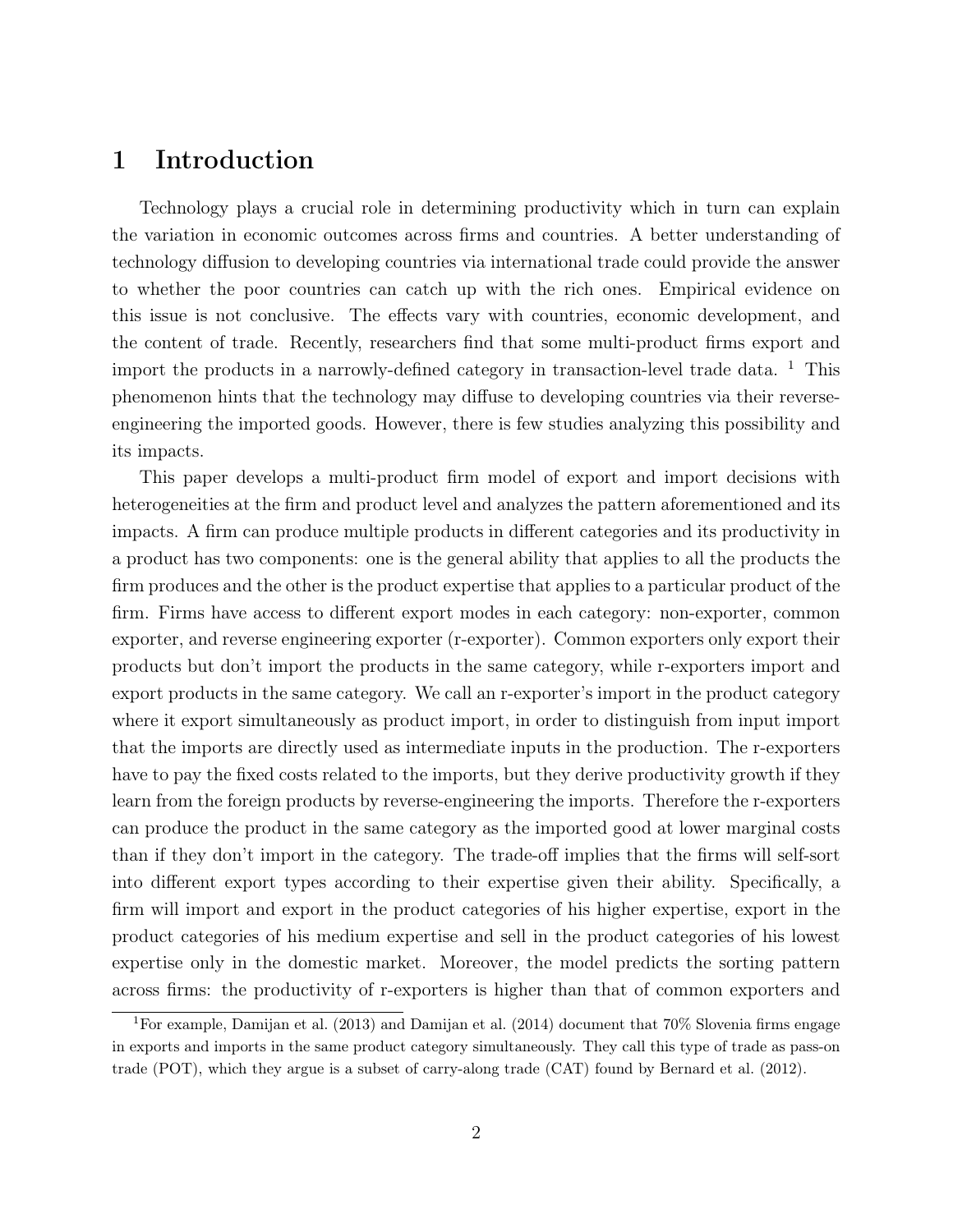# 1 Introduction

Technology plays a crucial role in determining productivity which in turn can explain the variation in economic outcomes across firms and countries. A better understanding of technology diffusion to developing countries via international trade could provide the answer to whether the poor countries can catch up with the rich ones. Empirical evidence on this issue is not conclusive. The effects vary with countries, economic development, and the content of trade. Recently, researchers find that some multi-product firms export and import the products in a narrowly-defined category in transaction-level trade data. [1] This phenomenon hints that the technology may diffuse to developing countries via their reverse-engineering the imported goods. However, there is few studies analyzing this possibility and its impacts.

This paper develops a multi-product firm model of export and import decisions with heterogeneities at the firm and product level and analyzes the pattern aforementioned and its impacts. A firm can produce multiple products in different categories and its productivity in a product has two components: one is the general ability that applies to all the products the firm produces and the other is the product expertise that applies to a particular product of the firm. Firms have access to different export modes in each category: non-exporter, common exporter, and reverse engineering exporter (r-exporter). Common exporters only export their products but don't import the products in the same category, while r-exporters import and export products in the same category. We call an r-exporter's import in the product category where it export simultaneously as product import, in order to distinguish from input import that the imports are directly used as intermediate inputs in the production. The r-exporters have to pay the fixed costs related to the imports, but they derive productivity growth if they learn from the foreign products by reverse-engineering the imports. Therefore the r-exporters can produce the product in the same category as the imported good at lower marginal costs than if they don't import in the category. The trade-off implies that the firms will self-sort into different export types according to their expertise given their ability. Specifically, a firm will import and export in the product categories of his higher expertise, export in the product categories of his medium expertise and sell in the product categories of his lowest expertise only in the domestic market. Moreover, the model predicts the sorting pattern across firms: the productivity of r-exporters is higher than that of common exporters and

[1] For example, Damijan et al. (2013) and Damijan et al. (2014) document that 70% Slovenia firms engage in exports and imports in the same product category simultaneously. They call this type of trade as pass-on trade (POT), which they argue is a subset of carry-along trade (CAT) found by Bernard et al. (2012).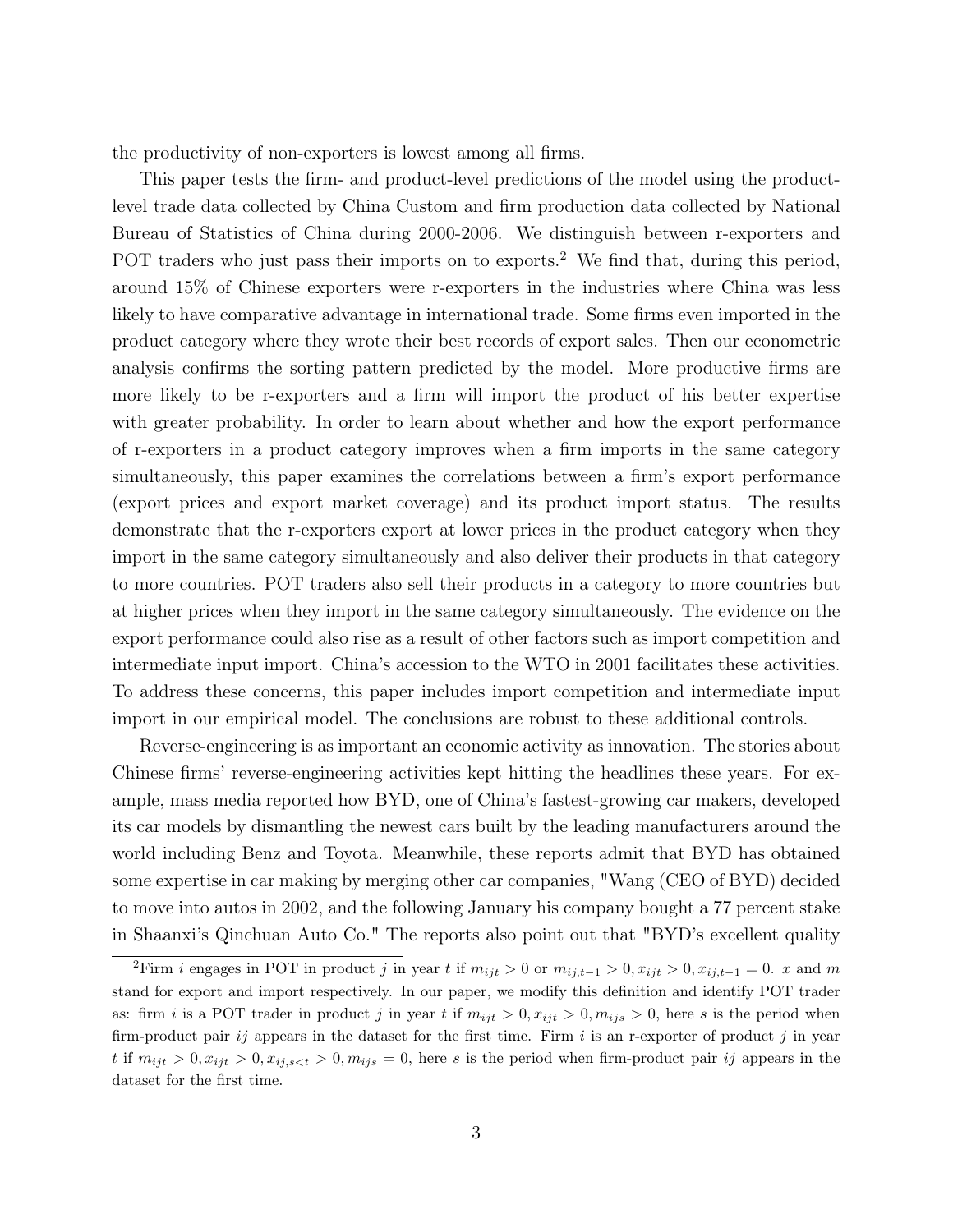the productivity of non-exporters is lowest among all firms.

This paper tests the firm- and product-level predictions of the model using the product-level trade data collected by China Custom and firm production data collected by National Bureau of Statistics of China during 2000-2006. We distinguish between r-exporters and POT traders who just pass their imports on to exports.[2] We find that, during this period, around 15% of Chinese exporters were r-exporters in the industries where China was less likely to have comparative advantage in international trade. Some firms even imported in the product category where they wrote their best records of export sales. Then our econometric analysis confirms the sorting pattern predicted by the model. More productive firms are more likely to be r-exporters and a firm will import the product of his better expertise with greater probability. In order to learn about whether and how the export performance of r-exporters in a product category improves when a firm imports in the same category simultaneously, this paper examines the correlations between a firm's export performance (export prices and export market coverage) and its product import status. The results demonstrate that the r-exporters export at lower prices in the product category when they import in the same category simultaneously and also deliver their products in that category to more countries. POT traders also sell their products in a category to more countries but at higher prices when they import in the same category simultaneously. The evidence on the export performance could also rise as a result of other factors such as import competition and intermediate input import. China's accession to the WTO in 2001 facilitates these activities. To address these concerns, this paper includes import competition and intermediate input import in our empirical model. The conclusions are robust to these additional controls.

Reverse-engineering is as important an economic activity as innovation. The stories about Chinese firms' reverse-engineering activities kept hitting the headlines these years. For example, mass media reported how BYD, one of China's fastest-growing car makers, developed its car models by dismantling the newest cars built by the leading manufacturers around the world including Benz and Toyota. Meanwhile, these reports admit that BYD has obtained some expertise in car making by merging other car companies, "Wang (CEO of BYD) decided to move into autos in 2002, and the following January his company bought a 77 percent stake in Shaanxi's Qinchuan Auto Co." The reports also point out that "BYD's excellent quality

[2] Firm $i$ engages in POT in product $j$ in year $t$ if $m_{ijt} > 0$ or $m_{ij,t-1} > 0, x_{ijt} > 0, x_{ij,t-1} = 0$. $x$ and $m$ stand for export and import respectively. In our paper, we modify this definition and identify POT trader as: firm $i$ is a POT trader in product $j$ in year $t$ if $m_{ijt} > 0, x_{ijt} > 0, m_{ijs} > 0$, here $s$ is the period when firm-product pair $ij$ appears in the dataset for the first time. Firm $i$ is an r-exporter of product $j$ in year $t$ if $m_{ijt} > 0, x_{ijt} > 0, x_{ij,s<t} > 0, m_{ijs} = 0$, here $s$ is the period when firm-product pair $ij$ appears in the dataset for the first time.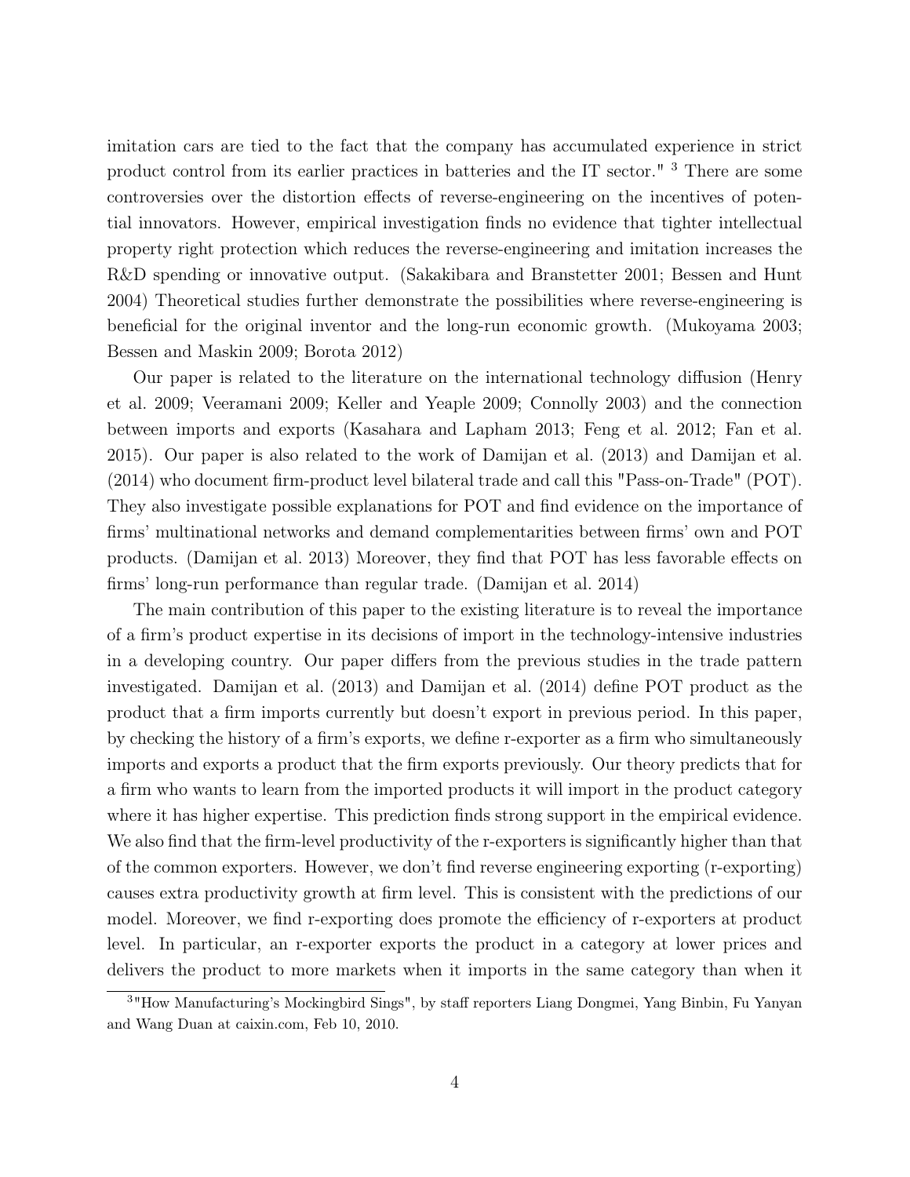imitation cars are tied to the fact that the company has accumulated experience in strict product control from its earlier practices in batteries and the IT sector." [3] There are some controversies over the distortion effects of reverse-engineering on the incentives of potential innovators. However, empirical investigation finds no evidence that tighter intellectual property right protection which reduces the reverse-engineering and imitation increases the R&D spending or innovative output. (Sakakibara and Branstetter 2001; Bessen and Hunt 2004) Theoretical studies further demonstrate the possibilities where reverse-engineering is beneficial for the original inventor and the long-run economic growth. (Mukoyama 2003; Bessen and Maskin 2009; Borota 2012)

Our paper is related to the literature on the international technology diffusion (Henry et al. 2009; Veeramani 2009; Keller and Yeaple 2009; Connolly 2003) and the connection between imports and exports (Kasahara and Lapham 2013; Feng et al. 2012; Fan et al. 2015). Our paper is also related to the work of Damijan et al. (2013) and Damijan et al. (2014) who document firm-product level bilateral trade and call this "Pass-on-Trade" (POT). They also investigate possible explanations for POT and find evidence on the importance of firms' multinational networks and demand complementarities between firms' own and POT products. (Damijan et al. 2013) Moreover, they find that POT has less favorable effects on firms' long-run performance than regular trade. (Damijan et al. 2014)

The main contribution of this paper to the existing literature is to reveal the importance of a firm's product expertise in its decisions of import in the technology-intensive industries in a developing country. Our paper differs from the previous studies in the trade pattern investigated. Damijan et al. (2013) and Damijan et al. (2014) define POT product as the product that a firm imports currently but doesn't export in previous period. In this paper, by checking the history of a firm's exports, we define r-exporter as a firm who simultaneously imports and exports a product that the firm exports previously. Our theory predicts that for a firm who wants to learn from the imported products it will import in the product category where it has higher expertise. This prediction finds strong support in the empirical evidence. We also find that the firm-level productivity of the r-exporters is significantly higher than that of the common exporters. However, we don't find reverse engineering exporting (r-exporting) causes extra productivity growth at firm level. This is consistent with the predictions of our model. Moreover, we find r-exporting does promote the efficiency of r-exporters at product level. In particular, an r-exporter exports the product in a category at lower prices and delivers the product to more markets when it imports in the same category than when it

[3] "How Manufacturing's Mockingbird Sings", by staff reporters Liang Dongmei, Yang Binbin, Fu Yanyan and Wang Duan at caixin.com, Feb 10, 2010.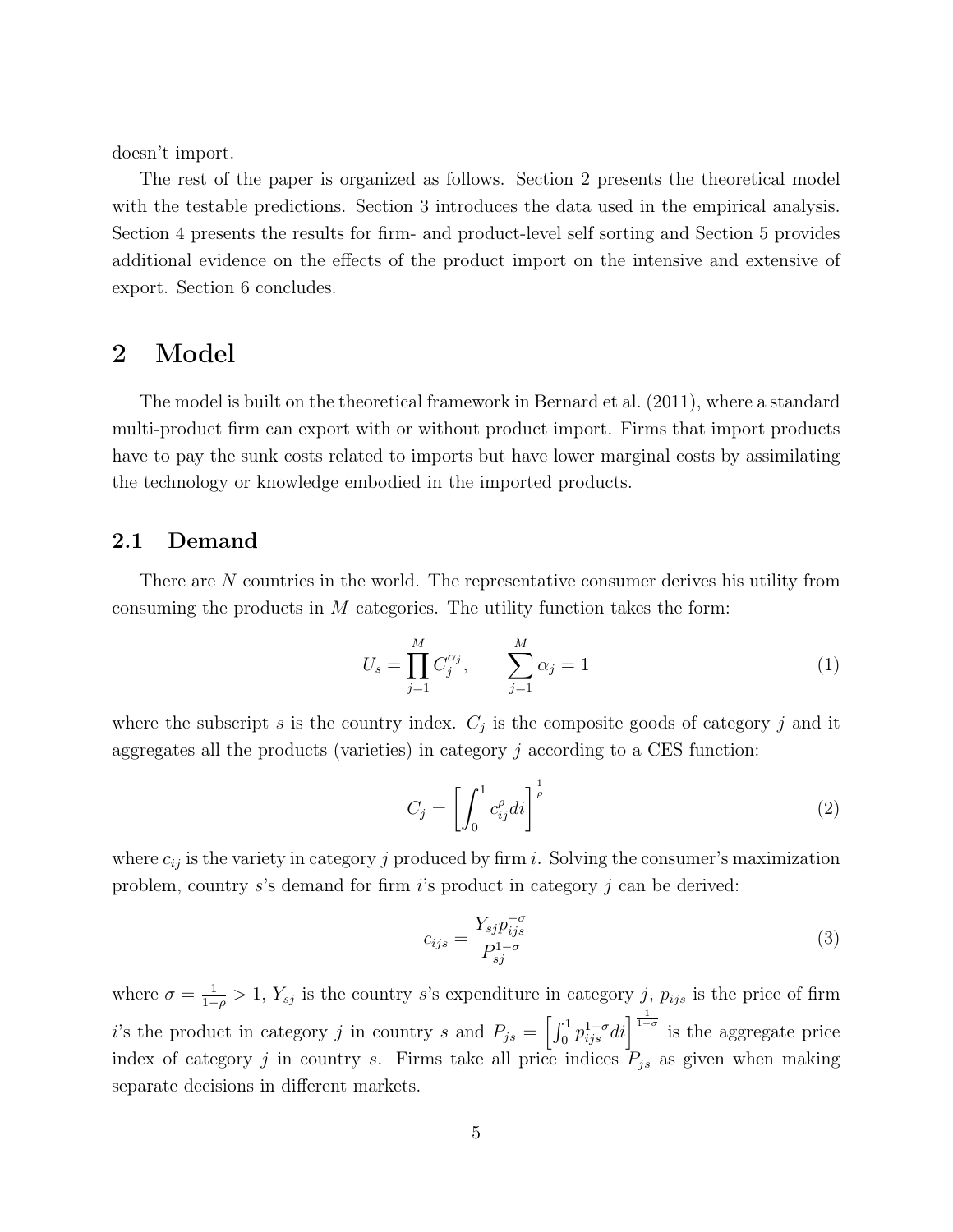doesn't import.

The rest of the paper is organized as follows. Section 2 presents the theoretical model with the testable predictions. Section 3 introduces the data used in the empirical analysis. Section 4 presents the results for firm- and product-level self sorting and Section 5 provides additional evidence on the effects of the product import on the intensive and extensive of export. Section 6 concludes.

# 2 Model

The model is built on the theoretical framework in Bernard et al. (2011), where a standard multi-product firm can export with or without product import. Firms that import products have to pay the sunk costs related to imports but have lower marginal costs by assimilating the technology or knowledge embodied in the imported products.

## 2.1 Demand

There are $N$ countries in the world. The representative consumer derives his utility from consuming the products in $M$ categories. The utility function takes the form:

$$U_s = \prod_{j=1}^{M} C_j^{\alpha_j}, \qquad \sum_{j=1}^{M} \alpha_j = 1 \tag{1}$$

where the subscript $s$ is the country index. $C_j$ is the composite goods of category $j$ and it aggregates all the products (varieties) in category $j$ according to a CES function:

$$C_j = \left[\int_0^1 c_{ij}^{\rho} di\right]^{\frac{1}{\rho}} \tag{2}$$

where $c_{ij}$ is the variety in category $j$ produced by firm $i$. Solving the consumer's maximization problem, country $s$'s demand for firm $i$'s product in category $j$ can be derived:

$$c_{ijs} = \frac{Y_{sj} p_{ijs}^{-\sigma}}{P_{sj}^{1-\sigma}} \tag{3}$$

where $\sigma = \frac{1}{1-\rho} > 1$, $Y_{sj}$ is the country $s$'s expenditure in category $j$, $p_{ijs}$ is the price of firm $i$'s the product in category $j$ in country $s$ and $P_{js} = \left[\int_0^1 p_{ijs}^{1-\sigma} di\right]^{\frac{1}{1-\sigma}}$ is the aggregate price index of category $j$ in country $s$. Firms take all price indices $P_{js}$ as given when making separate decisions in different markets.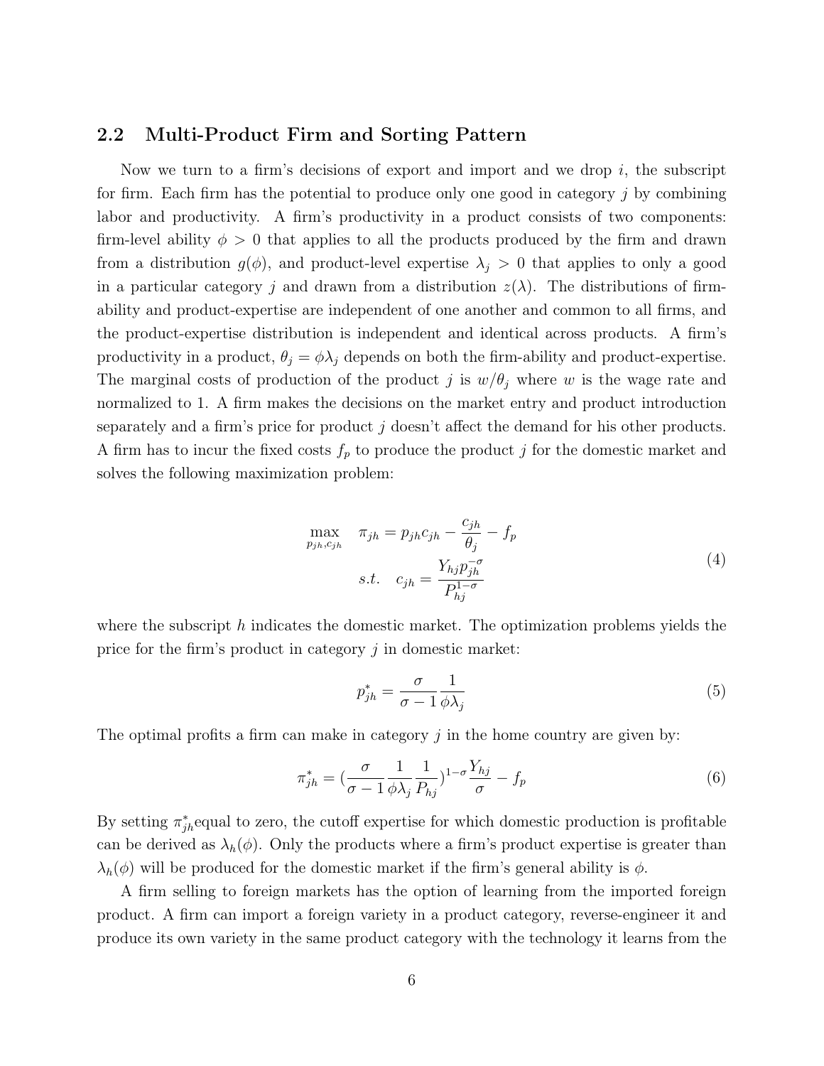## 2.2 Multi-Product Firm and Sorting Pattern

Now we turn to a firm's decisions of export and import and we drop $i$, the subscript for firm. Each firm has the potential to produce only one good in category $j$ by combining labor and productivity. A firm's productivity in a product consists of two components: firm-level ability $\phi > 0$ that applies to all the products produced by the firm and drawn from a distribution $g(\phi)$, and product-level expertise $\lambda_j > 0$ that applies to only a good in a particular category $j$ and drawn from a distribution $z(\lambda)$. The distributions of firm-ability and product-expertise are independent of one another and common to all firms, and the product-expertise distribution is independent and identical across products. A firm's productivity in a product, $\theta_j = \phi\lambda_j$ depends on both the firm-ability and product-expertise. The marginal costs of production of the product $j$ is $w/\theta_j$ where $w$ is the wage rate and normalized to 1. A firm makes the decisions on the market entry and product introduction separately and a firm's price for product $j$ doesn't affect the demand for his other products. A firm has to incur the fixed costs $f_p$ to produce the product $j$ for the domestic market and solves the following maximization problem:

$$
\begin{aligned}
\max_{p_{jh}, c_{jh}} \quad & \pi_{jh} = p_{jh}c_{jh} - \frac{c_{jh}}{\theta_j} - f_p \\
s.t. \quad & c_{jh} = \frac{Y_{hj}p_{jh}^{-\sigma}}{P_{hj}^{1-\sigma}}
\end{aligned}
\tag{4}
$$

where the subscript $h$ indicates the domestic market. The optimization problems yields the price for the firm's product in category $j$ in domestic market:

$$
p_{jh}^* = \frac{\sigma}{\sigma - 1}\frac{1}{\phi\lambda_j} \tag{5}
$$

The optimal profits a firm can make in category $j$ in the home country are given by:

$$
\pi_{jh}^* = (\frac{\sigma}{\sigma - 1}\frac{1}{\phi\lambda_j}\frac{1}{P_{hj}})^{1-\sigma}\frac{Y_{hj}}{\sigma} - f_p \tag{6}
$$

By setting $\pi_{jh}^*$equal to zero, the cutoff expertise for which domestic production is profitable can be derived as $\lambda_h(\phi)$. Only the products where a firm's product expertise is greater than $\lambda_h(\phi)$ will be produced for the domestic market if the firm's general ability is $\phi$.

A firm selling to foreign markets has the option of learning from the imported foreign product. A firm can import a foreign variety in a product category, reverse-engineer it and produce its own variety in the same product category with the technology it learns from the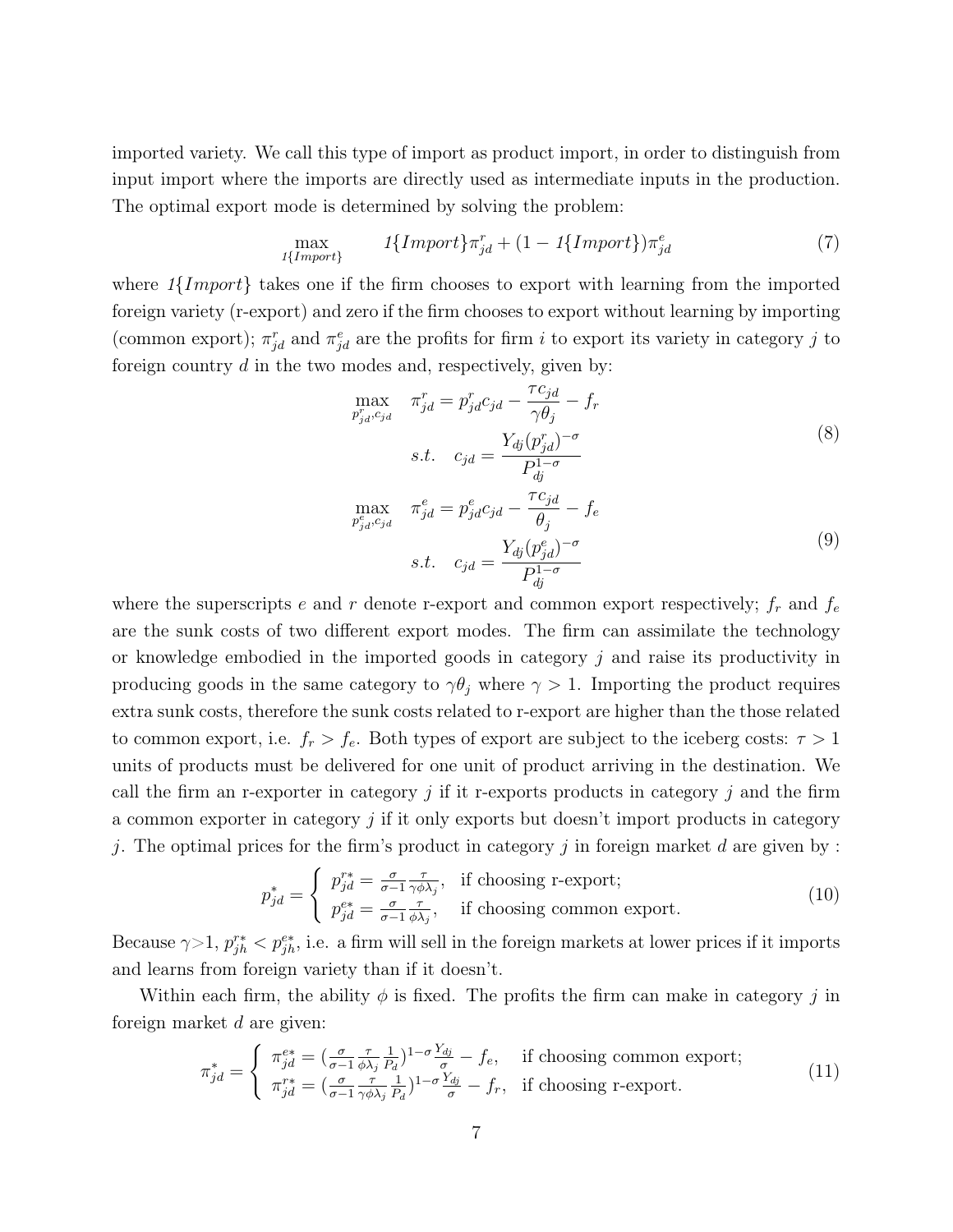imported variety. We call this type of import as product import, in order to distinguish from input import where the imports are directly used as intermediate inputs in the production. The optimal export mode is determined by solving the problem:

$$\max_{1\{Import\}} \quad 1\{Import\}\pi^r_{jd} + (1 - 1\{Import\})\pi^e_{jd} \tag{7}$$

where $1\{Import\}$ takes one if the firm chooses to export with learning from the imported foreign variety (r-export) and zero if the firm chooses to export without learning by importing (common export); $\pi^r_{jd}$ and $\pi^e_{jd}$ are the profits for firm $i$ to export its variety in category $j$ to foreign country $d$ in the two modes and, respectively, given by:

$$\begin{aligned} \max_{p^r_{jd}, c_{jd}} \quad & \pi^r_{jd} = p^r_{jd} c_{jd} - \frac{\tau c_{jd}}{\gamma \theta_j} - f_r \\ s.t. \quad & c_{jd} = \frac{Y_{dj}(p^r_{jd})^{-\sigma}}{P^{1-\sigma}_{dj}} \end{aligned} \tag{8}$$

$$\begin{aligned} \max_{p^e_{jd}, c_{jd}} \quad & \pi^e_{jd} = p^e_{jd} c_{jd} - \frac{\tau c_{jd}}{\theta_j} - f_e \\ s.t. \quad & c_{jd} = \frac{Y_{dj}(p^e_{jd})^{-\sigma}}{P^{1-\sigma}_{dj}} \end{aligned} \tag{9}$$

where the superscripts $e$ and $r$ denote r-export and common export respectively; $f_r$ and $f_e$ are the sunk costs of two different export modes. The firm can assimilate the technology or knowledge embodied in the imported goods in category $j$ and raise its productivity in producing goods in the same category to $\gamma\theta_j$ where $\gamma > 1$. Importing the product requires extra sunk costs, therefore the sunk costs related to r-export are higher than the those related to common export, i.e. $f_r > f_e$. Both types of export are subject to the iceberg costs: $\tau > 1$ units of products must be delivered for one unit of product arriving in the destination. We call the firm an r-exporter in category $j$ if it r-exports products in category $j$ and the firm a common exporter in category $j$ if it only exports but doesn't import products in category $j$. The optimal prices for the firm's product in category $j$ in foreign market $d$ are given by :

$$p^*_{jd} = \begin{cases} p^{r*}_{jd} = \frac{\sigma}{\sigma-1}\frac{\tau}{\gamma\phi\lambda_j}, & \text{if choosing r-export;} \\ p^{e*}_{jd} = \frac{\sigma}{\sigma-1}\frac{\tau}{\phi\lambda_j}, & \text{if choosing common export.} \end{cases} \tag{10}$$

Because $\gamma$>1, $p^{r*}_{jh} < p^{e*}_{jh}$, i.e. a firm will sell in the foreign markets at lower prices if it imports and learns from foreign variety than if it doesn't.

Within each firm, the ability $\phi$ is fixed. The profits the firm can make in category $j$ in foreign market $d$ are given:

$$\pi^*_{jd} = \begin{cases} \pi^{e*}_{jd} = (\frac{\sigma}{\sigma-1}\frac{\tau}{\phi\lambda_j}\frac{1}{P_d})^{1-\sigma}\frac{Y_{dj}}{\sigma} - f_e, & \text{if choosing common export;} \\ \pi^{r*}_{jd} = (\frac{\sigma}{\sigma-1}\frac{\tau}{\gamma\phi\lambda_j}\frac{1}{P_d})^{1-\sigma}\frac{Y_{dj}}{\sigma} - f_r, & \text{if choosing r-export.} \end{cases} \tag{11}$$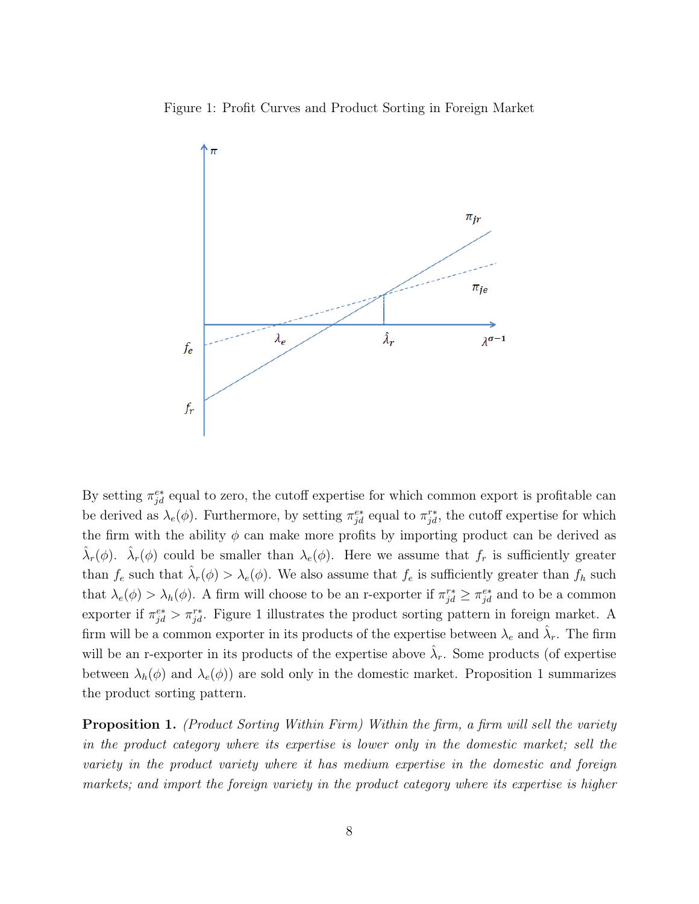Figure 1: Profit Curves and Product Sorting in Foreign Market

$\pi$

$\pi_{jr}$

$\pi_{je}$

$f_e$

$\lambda_e$

$\hat{\lambda}_r$

$\lambda^{\sigma-1}$

$f_r$

By setting $\pi^{e*}_{jd}$ equal to zero, the cutoff expertise for which common export is profitable can be derived as $\lambda_e(\phi)$. Furthermore, by setting $\pi^{e*}_{jd}$ equal to $\pi^{r*}_{jd}$, the cutoff expertise for which the firm with the ability $\phi$ can make more profits by importing product can be derived as $\hat{\lambda}_r(\phi)$. $\hat{\lambda}_r(\phi)$ could be smaller than $\lambda_e(\phi)$. Here we assume that $f_r$ is sufficiently greater than $f_e$ such that $\hat{\lambda}_r(\phi) > \lambda_e(\phi)$. We also assume that $f_e$ is sufficiently greater than $f_h$ such that $\lambda_e(\phi) > \lambda_h(\phi)$. A firm will choose to be an r-exporter if $\pi^{r*}_{jd} \geq \pi^{e*}_{jd}$ and to be a common exporter if $\pi^{e*}_{jd} > \pi^{r*}_{jd}$. Figure 1 illustrates the product sorting pattern in foreign market. A firm will be a common exporter in its products of the expertise between $\lambda_e$ and $\hat{\lambda}_r$. The firm will be an r-exporter in its products of the expertise above $\hat{\lambda}_r$. Some products (of expertise between $\lambda_h(\phi)$ and $\lambda_e(\phi)$) are sold only in the domestic market. Proposition 1 summarizes the product sorting pattern.

**Proposition 1.** *(Product Sorting Within Firm) Within the firm, a firm will sell the variety in the product category where its expertise is lower only in the domestic market; sell the variety in the product variety where it has medium expertise in the domestic and foreign markets; and import the foreign variety in the product category where its expertise is higher*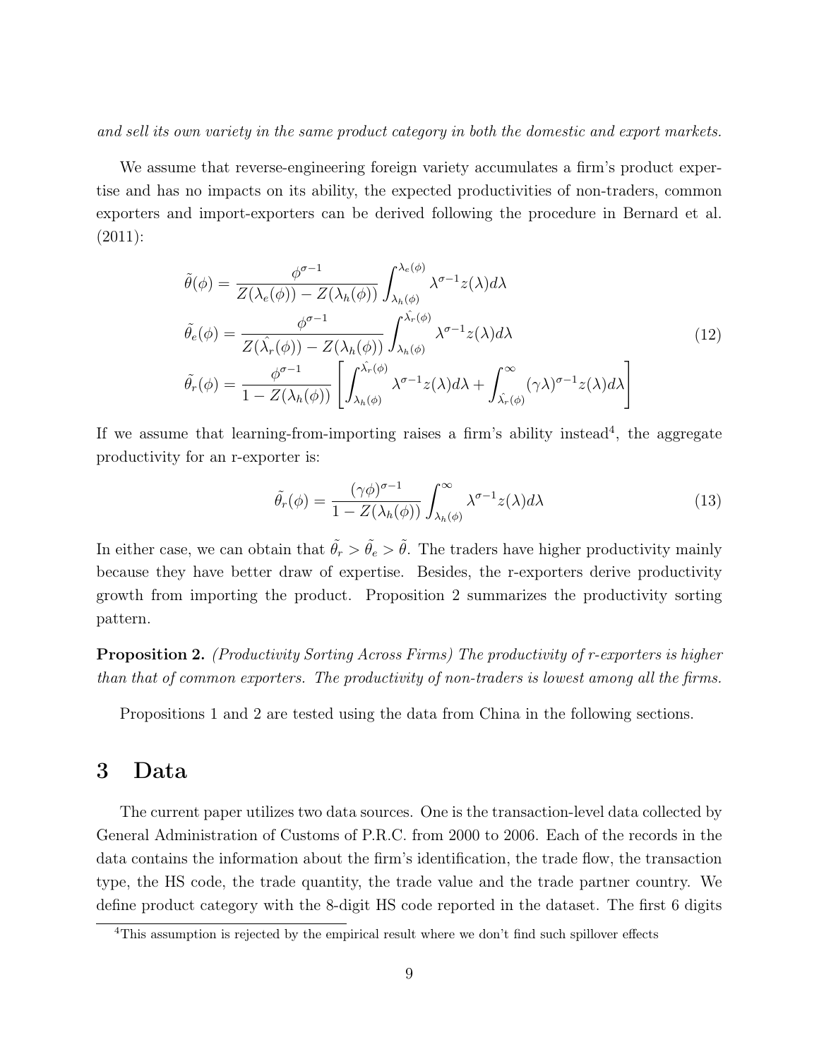*and sell its own variety in the same product category in both the domestic and export markets.*

We assume that reverse-engineering foreign variety accumulates a firm's product expertise and has no impacts on its ability, the expected productivities of non-traders, common exporters and import-exporters can be derived following the procedure in Bernard et al. (2011):

$$
\begin{aligned}
\tilde{\theta}(\phi) &= \frac{\phi^{\sigma-1}}{Z(\lambda_e(\phi)) - Z(\lambda_h(\phi))} \int_{\lambda_h(\phi)}^{\lambda_e(\phi)} \lambda^{\sigma-1} z(\lambda) d\lambda \\
\tilde{\theta}_e(\phi) &= \frac{\phi^{\sigma-1}}{Z(\hat{\lambda_r}(\phi)) - Z(\lambda_h(\phi))} \int_{\lambda_h(\phi)}^{\hat{\lambda_r}(\phi)} \lambda^{\sigma-1} z(\lambda) d\lambda \\
\tilde{\theta}_r(\phi) &= \frac{\phi^{\sigma-1}}{1 - Z(\lambda_h(\phi))} \left[ \int_{\lambda_h(\phi)}^{\hat{\lambda_r}(\phi)} \lambda^{\sigma-1} z(\lambda) d\lambda + \int_{\hat{\lambda_r}(\phi)}^{\infty} (\gamma\lambda)^{\sigma-1} z(\lambda) d\lambda \right]
\end{aligned}
\tag{12}
$$

If we assume that learning-from-importing raises a firm's ability instead[4], the aggregate productivity for an r-exporter is:

$$
\tilde{\theta}_r(\phi) = \frac{(\gamma\phi)^{\sigma-1}}{1 - Z(\lambda_h(\phi))} \int_{\lambda_h(\phi)}^{\infty} \lambda^{\sigma-1} z(\lambda) d\lambda \tag{13}
$$

In either case, we can obtain that $\tilde{\theta_r} > \tilde{\theta_e} > \tilde{\theta}$. The traders have higher productivity mainly because they have better draw of expertise. Besides, the r-exporters derive productivity growth from importing the product. Proposition 2 summarizes the productivity sorting pattern.

**Proposition 2.** *(Productivity Sorting Across Firms) The productivity of r-exporters is higher than that of common exporters. The productivity of non-traders is lowest among all the firms.*

Propositions 1 and 2 are tested using the data from China in the following sections.

# 3 Data

The current paper utilizes two data sources. One is the transaction-level data collected by General Administration of Customs of P.R.C. from 2000 to 2006. Each of the records in the data contains the information about the firm's identification, the trade flow, the transaction type, the HS code, the trade quantity, the trade value and the trade partner country. We define product category with the 8-digit HS code reported in the dataset. The first 6 digits

[4] This assumption is rejected by the empirical result where we don't find such spillover effects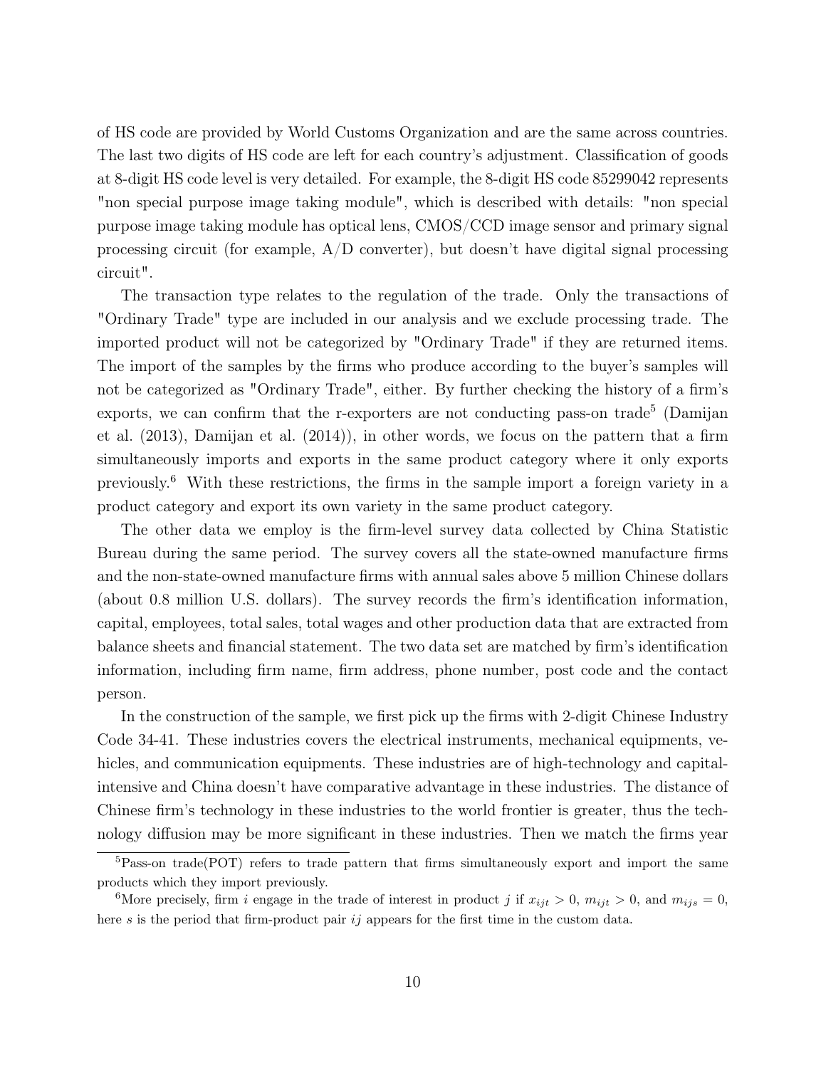of HS code are provided by World Customs Organization and are the same across countries. The last two digits of HS code are left for each country's adjustment. Classification of goods at 8-digit HS code level is very detailed. For example, the 8-digit HS code 85299042 represents "non special purpose image taking module", which is described with details: "non special purpose image taking module has optical lens, CMOS/CCD image sensor and primary signal processing circuit (for example, A/D converter), but doesn't have digital signal processing circuit".

The transaction type relates to the regulation of the trade. Only the transactions of "Ordinary Trade" type are included in our analysis and we exclude processing trade. The imported product will not be categorized by "Ordinary Trade" if they are returned items. The import of the samples by the firms who produce according to the buyer's samples will not be categorized as "Ordinary Trade", either. By further checking the history of a firm's exports, we can confirm that the r-exporters are not conducting pass-on trade[5] (Damijan et al. (2013), Damijan et al. (2014)), in other words, we focus on the pattern that a firm simultaneously imports and exports in the same product category where it only exports previously.[6] With these restrictions, the firms in the sample import a foreign variety in a product category and export its own variety in the same product category.

The other data we employ is the firm-level survey data collected by China Statistic Bureau during the same period. The survey covers all the state-owned manufacture firms and the non-state-owned manufacture firms with annual sales above 5 million Chinese dollars (about 0.8 million U.S. dollars). The survey records the firm's identification information, capital, employees, total sales, total wages and other production data that are extracted from balance sheets and financial statement. The two data set are matched by firm's identification information, including firm name, firm address, phone number, post code and the contact person.

In the construction of the sample, we first pick up the firms with 2-digit Chinese Industry Code 34-41. These industries covers the electrical instruments, mechanical equipments, vehicles, and communication equipments. These industries are of high-technology and capital-intensive and China doesn't have comparative advantage in these industries. The distance of Chinese firm's technology in these industries to the world frontier is greater, thus the technology diffusion may be more significant in these industries. Then we match the firms year

[5]Pass-on trade(POT) refers to trade pattern that firms simultaneously export and import the same products which they import previously.

[6]More precisely, firm $i$ engage in the trade of interest in product $j$ if $x_{ijt} > 0$, $m_{ijt} > 0$, and $m_{ijs} = 0$, here $s$ is the period that firm-product pair $ij$ appears for the first time in the custom data.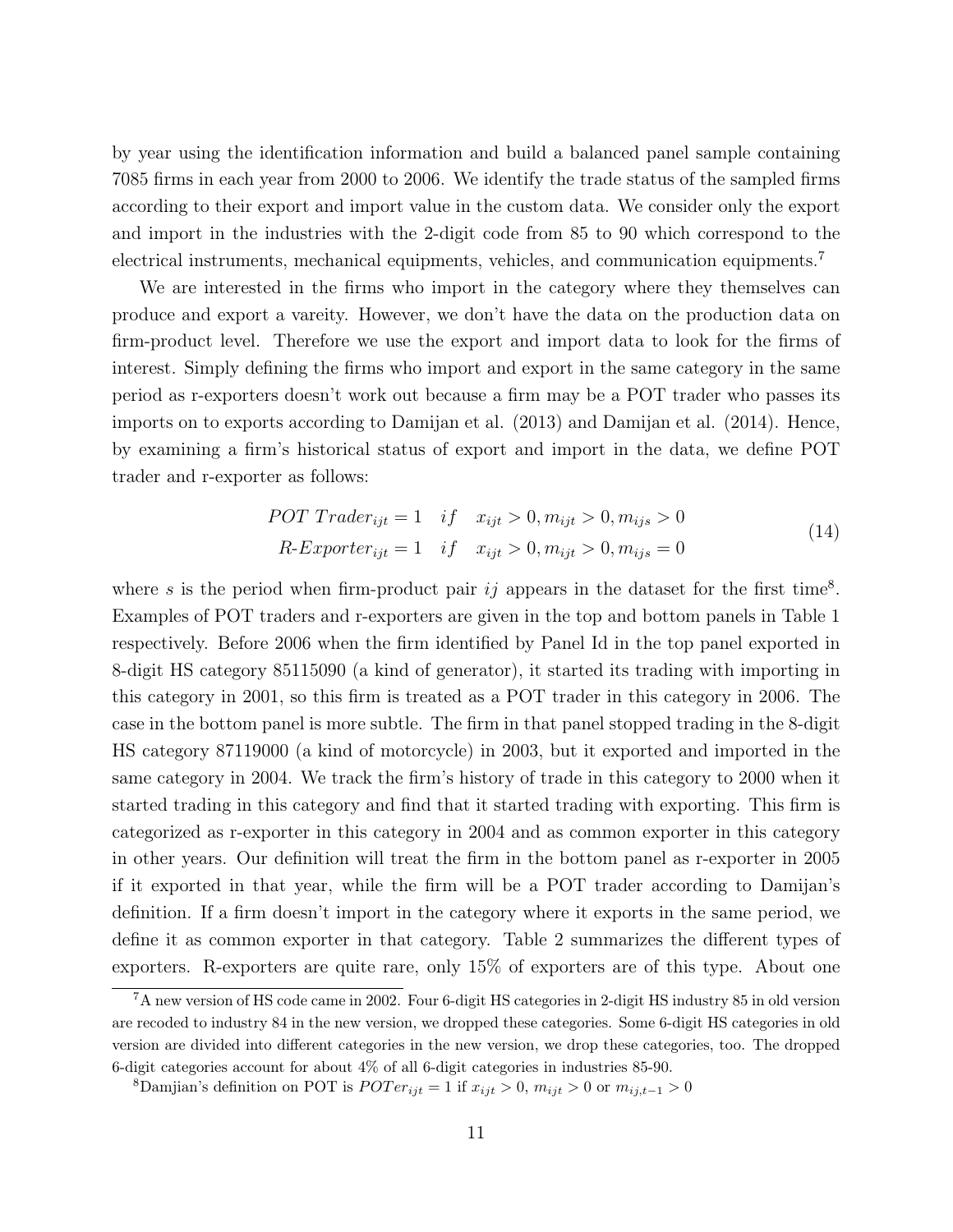by year using the identification information and build a balanced panel sample containing 7085 firms in each year from 2000 to 2006. We identify the trade status of the sampled firms according to their export and import value in the custom data. We consider only the export and import in the industries with the 2-digit code from 85 to 90 which correspond to the electrical instruments, mechanical equipments, vehicles, and communication equipments.[7]

We are interested in the firms who import in the category where they themselves can produce and export a vareity. However, we don't have the data on the production data on firm-product level. Therefore we use the export and import data to look for the firms of interest. Simply defining the firms who import and export in the same category in the same period as r-exporters doesn't work out because a firm may be a POT trader who passes its imports on to exports according to Damijan et al. (2013) and Damijan et al. (2014). Hence, by examining a firm's historical status of export and import in the data, we define POT trader and r-exporter as follows:

$$
\begin{aligned}
POT\ Trader_{ijt} = 1 \quad if \quad x_{ijt} > 0, m_{ijt} > 0, m_{ijs} > 0 \\
R\text{-}Exporter_{ijt} = 1 \quad if \quad x_{ijt} > 0, m_{ijt} > 0, m_{ijs} = 0
\end{aligned}
\tag{14}
$$

where $s$ is the period when firm-product pair $ij$ appears in the dataset for the first time[8]. Examples of POT traders and r-exporters are given in the top and bottom panels in Table 1 respectively. Before 2006 when the firm identified by Panel Id in the top panel exported in 8-digit HS category 85115090 (a kind of generator), it started its trading with importing in this category in 2001, so this firm is treated as a POT trader in this category in 2006. The case in the bottom panel is more subtle. The firm in that panel stopped trading in the 8-digit HS category 87119000 (a kind of motorcycle) in 2003, but it exported and imported in the same category in 2004. We track the firm's history of trade in this category to 2000 when it started trading in this category and find that it started trading with exporting. This firm is categorized as r-exporter in this category in 2004 and as common exporter in this category in other years. Our definition will treat the firm in the bottom panel as r-exporter in 2005 if it exported in that year, while the firm will be a POT trader according to Damijan's definition. If a firm doesn't import in the category where it exports in the same period, we define it as common exporter in that category. Table 2 summarizes the different types of exporters. R-exporters are quite rare, only 15% of exporters are of this type. About one

[7]A new version of HS code came in 2002. Four 6-digit HS categories in 2-digit HS industry 85 in old version are recoded to industry 84 in the new version, we dropped these categories. Some 6-digit HS categories in old version are divided into different categories in the new version, we drop these categories, too. The dropped 6-digit categories account for about 4% of all 6-digit categories in industries 85-90.

[8]Damjian's definition on POT is $POTer_{ijt} = 1$ if $x_{ijt} > 0$, $m_{ijt} > 0$ or $m_{ij,t-1} > 0$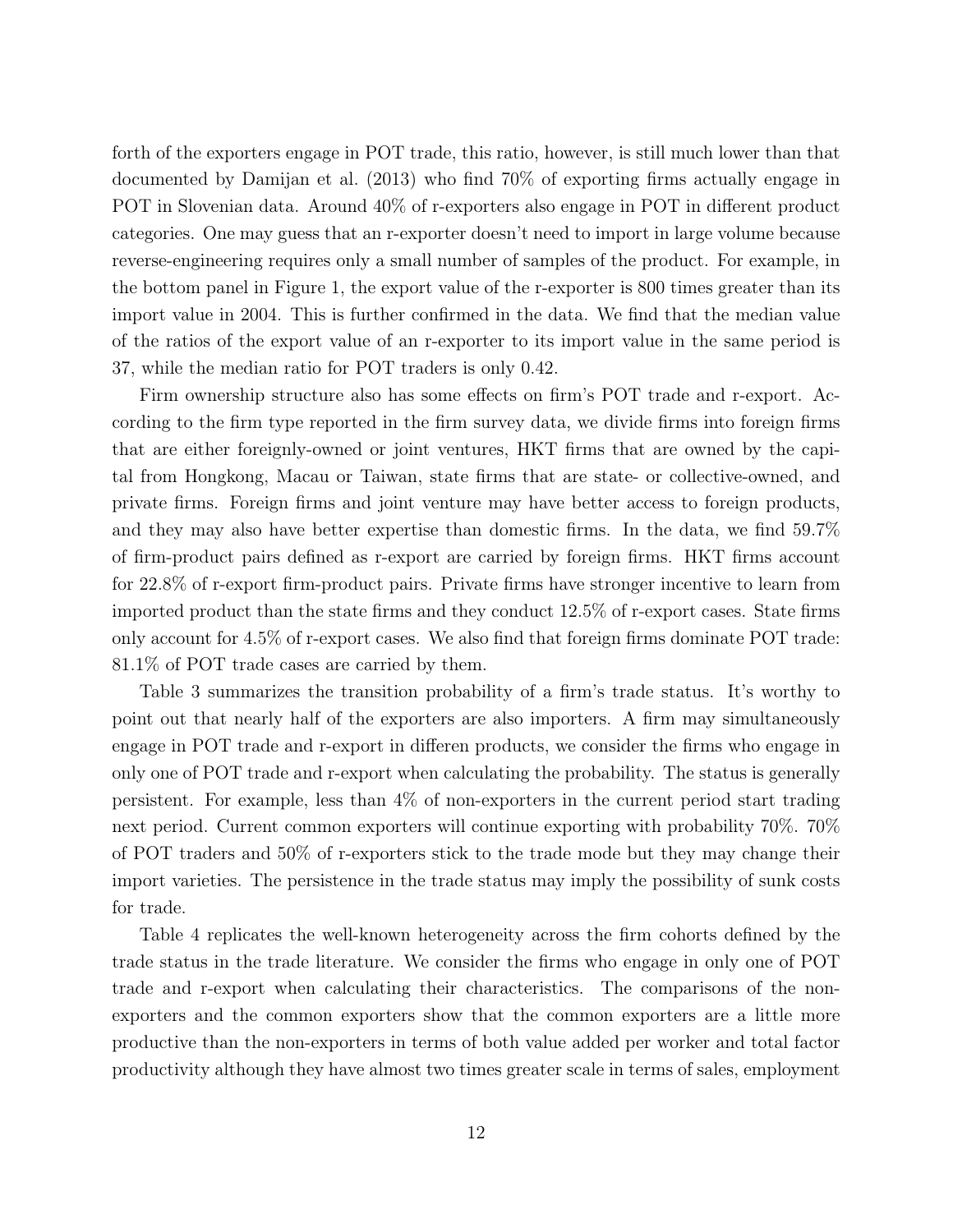forth of the exporters engage in POT trade, this ratio, however, is still much lower than that documented by Damijan et al. (2013) who find 70% of exporting firms actually engage in POT in Slovenian data. Around 40% of r-exporters also engage in POT in different product categories. One may guess that an r-exporter doesn't need to import in large volume because reverse-engineering requires only a small number of samples of the product. For example, in the bottom panel in Figure 1, the export value of the r-exporter is 800 times greater than its import value in 2004. This is further confirmed in the data. We find that the median value of the ratios of the export value of an r-exporter to its import value in the same period is 37, while the median ratio for POT traders is only 0.42.

Firm ownership structure also has some effects on firm's POT trade and r-export. According to the firm type reported in the firm survey data, we divide firms into foreign firms that are either foreignly-owned or joint ventures, HKT firms that are owned by the capital from Hongkong, Macau or Taiwan, state firms that are state- or collective-owned, and private firms. Foreign firms and joint venture may have better access to foreign products, and they may also have better expertise than domestic firms. In the data, we find 59.7% of firm-product pairs defined as r-export are carried by foreign firms. HKT firms account for 22.8% of r-export firm-product pairs. Private firms have stronger incentive to learn from imported product than the state firms and they conduct 12.5% of r-export cases. State firms only account for 4.5% of r-export cases. We also find that foreign firms dominate POT trade: 81.1% of POT trade cases are carried by them.

Table 3 summarizes the transition probability of a firm's trade status. It's worthy to point out that nearly half of the exporters are also importers. A firm may simultaneously engage in POT trade and r-export in differen products, we consider the firms who engage in only one of POT trade and r-export when calculating the probability. The status is generally persistent. For example, less than 4% of non-exporters in the current period start trading next period. Current common exporters will continue exporting with probability 70%. 70% of POT traders and 50% of r-exporters stick to the trade mode but they may change their import varieties. The persistence in the trade status may imply the possibility of sunk costs for trade.

Table 4 replicates the well-known heterogeneity across the firm cohorts defined by the trade status in the trade literature. We consider the firms who engage in only one of POT trade and r-export when calculating their characteristics. The comparisons of the non-exporters and the common exporters show that the common exporters are a little more productive than the non-exporters in terms of both value added per worker and total factor productivity although they have almost two times greater scale in terms of sales, employment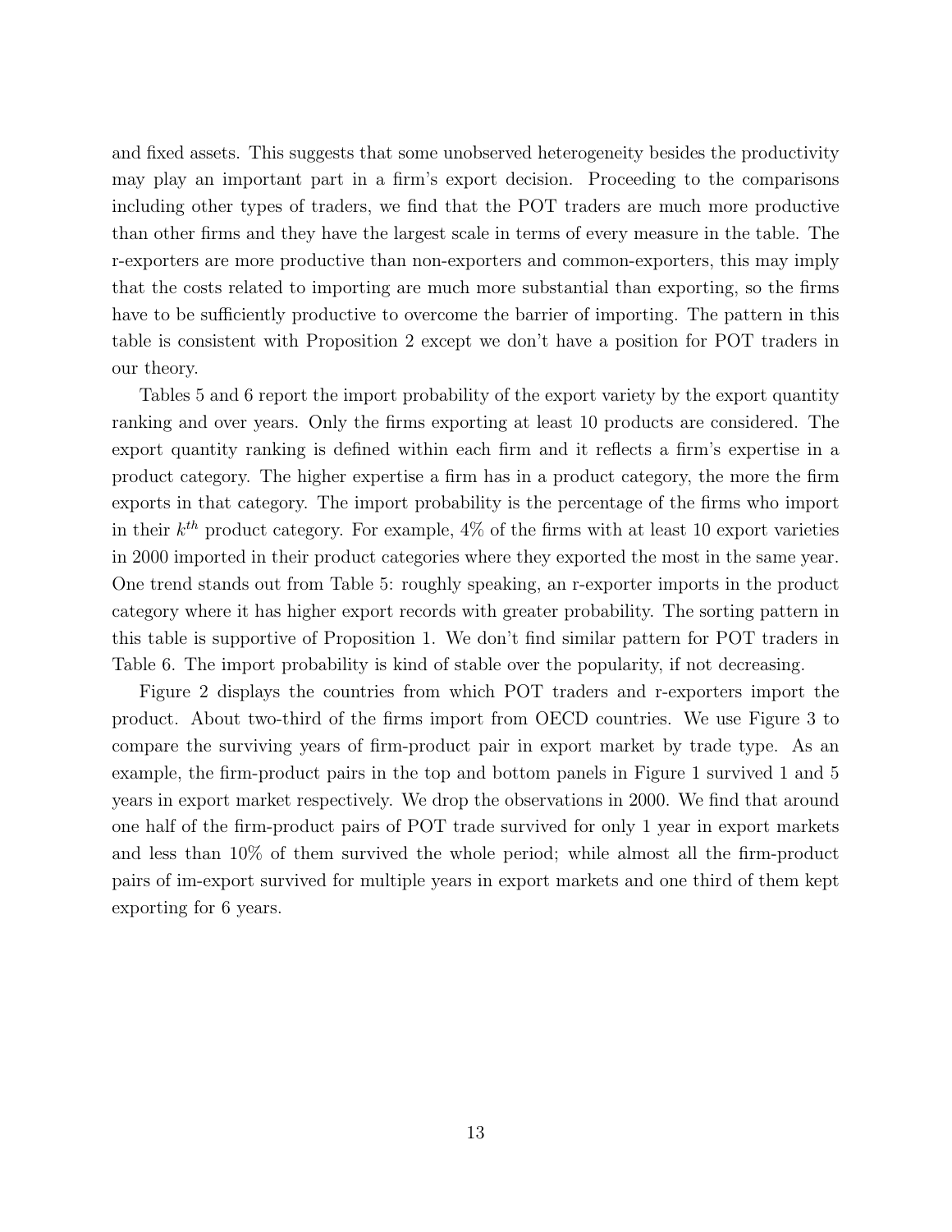and fixed assets. This suggests that some unobserved heterogeneity besides the productivity may play an important part in a firm's export decision. Proceeding to the comparisons including other types of traders, we find that the POT traders are much more productive than other firms and they have the largest scale in terms of every measure in the table. The r-exporters are more productive than non-exporters and common-exporters, this may imply that the costs related to importing are much more substantial than exporting, so the firms have to be sufficiently productive to overcome the barrier of importing. The pattern in this table is consistent with Proposition 2 except we don't have a position for POT traders in our theory.

Tables 5 and 6 report the import probability of the export variety by the export quantity ranking and over years. Only the firms exporting at least 10 products are considered. The export quantity ranking is defined within each firm and it reflects a firm's expertise in a product category. The higher expertise a firm has in a product category, the more the firm exports in that category. The import probability is the percentage of the firms who import in their $k^{th}$ product category. For example, 4% of the firms with at least 10 export varieties in 2000 imported in their product categories where they exported the most in the same year. One trend stands out from Table 5: roughly speaking, an r-exporter imports in the product category where it has higher export records with greater probability. The sorting pattern in this table is supportive of Proposition 1. We don't find similar pattern for POT traders in Table 6. The import probability is kind of stable over the popularity, if not decreasing.

Figure 2 displays the countries from which POT traders and r-exporters import the product. About two-third of the firms import from OECD countries. We use Figure 3 to compare the surviving years of firm-product pair in export market by trade type. As an example, the firm-product pairs in the top and bottom panels in Figure 1 survived 1 and 5 years in export market respectively. We drop the observations in 2000. We find that around one half of the firm-product pairs of POT trade survived for only 1 year in export markets and less than 10% of them survived the whole period; while almost all the firm-product pairs of im-export survived for multiple years in export markets and one third of them kept exporting for 6 years.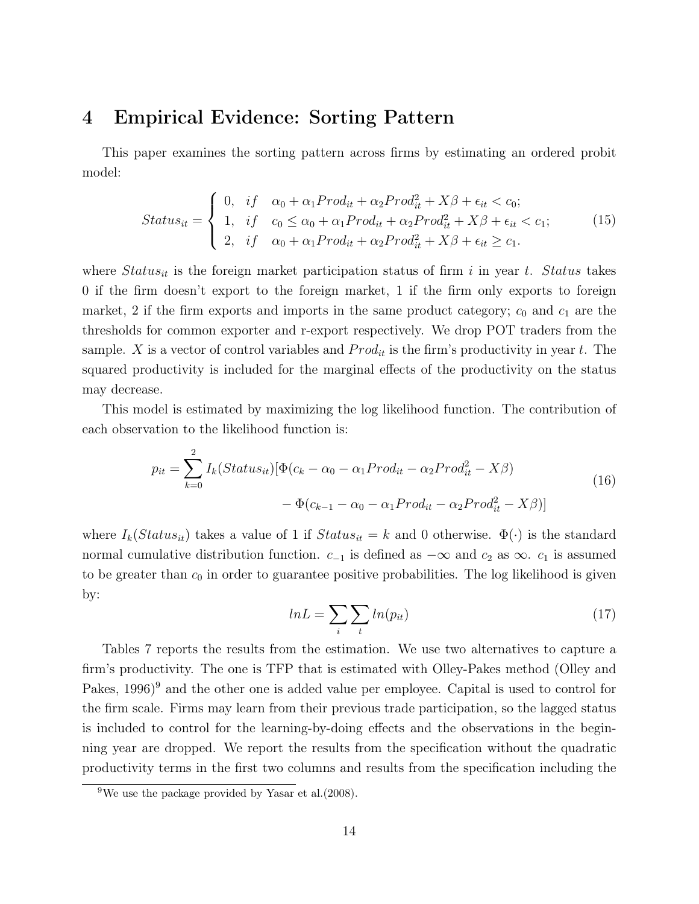# 4 Empirical Evidence: Sorting Pattern

This paper examines the sorting pattern across firms by estimating an ordered probit model:

$$
Status_{it} = \begin{cases} 0, & if \quad \alpha_0 + \alpha_1 Prod_{it} + \alpha_2 Prod_{it}^2 + X\beta + \epsilon_{it} < c_0; \\ 1, & if \quad c_0 \leq \alpha_0 + \alpha_1 Prod_{it} + \alpha_2 Prod_{it}^2 + X\beta + \epsilon_{it} < c_1; \\ 2, & if \quad \alpha_0 + \alpha_1 Prod_{it} + \alpha_2 Prod_{it}^2 + X\beta + \epsilon_{it} \geq c_1. \end{cases} \tag{15}
$$

where $Status_{it}$ is the foreign market participation status of firm $i$ in year $t$. $Status$ takes 0 if the firm doesn't export to the foreign market, 1 if the firm only exports to foreign market, 2 if the firm exports and imports in the same product category; $c_0$ and $c_1$ are the thresholds for common exporter and r-export respectively. We drop POT traders from the sample. $X$ is a vector of control variables and $Prod_{it}$ is the firm's productivity in year $t$. The squared productivity is included for the marginal effects of the productivity on the status may decrease.

This model is estimated by maximizing the log likelihood function. The contribution of each observation to the likelihood function is:

$$
\begin{aligned} p_{it} = \sum_{k=0}^{2} I_k(Status_{it})[&\Phi(c_k - \alpha_0 - \alpha_1 Prod_{it} - \alpha_2 Prod_{it}^2 - X\beta) \\ &- \Phi(c_{k-1} - \alpha_0 - \alpha_1 Prod_{it} - \alpha_2 Prod_{it}^2 - X\beta)] \end{aligned} \tag{16}
$$

where $I_k(Status_{it})$ takes a value of 1 if $Status_{it} = k$ and 0 otherwise. $\Phi(\cdot)$ is the standard normal cumulative distribution function. $c_{-1}$ is defined as $-\infty$ and $c_2$ as $\infty$. $c_1$ is assumed to be greater than $c_0$ in order to guarantee positive probabilities. The log likelihood is given by:

$$
lnL = \sum_i \sum_t ln(p_{it}) \tag{17}
$$

Tables 7 reports the results from the estimation. We use two alternatives to capture a firm's productivity. The one is TFP that is estimated with Olley-Pakes method (Olley and Pakes, 1996)[9] and the other one is added value per employee. Capital is used to control for the firm scale. Firms may learn from their previous trade participation, so the lagged status is included to control for the learning-by-doing effects and the observations in the beginning year are dropped. We report the results from the specification without the quadratic productivity terms in the first two columns and results from the specification including the

[9] We use the package provided by Yasar et al.(2008).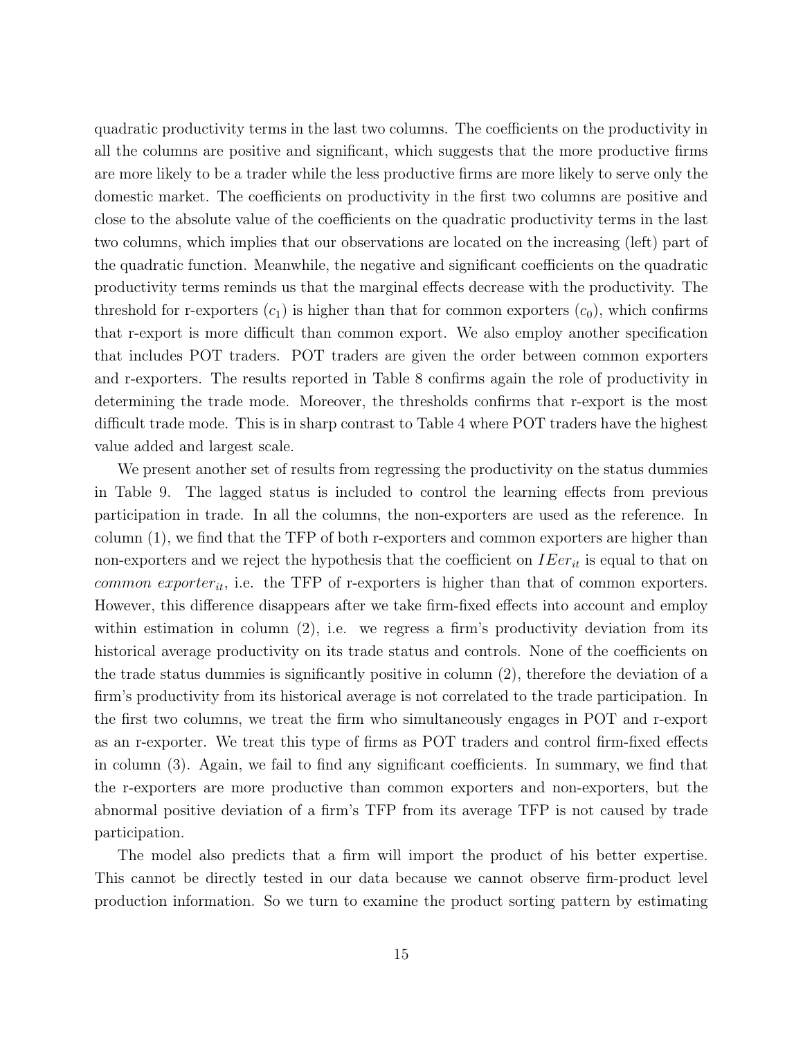quadratic productivity terms in the last two columns. The coefficients on the productivity in all the columns are positive and significant, which suggests that the more productive firms are more likely to be a trader while the less productive firms are more likely to serve only the domestic market. The coefficients on productivity in the first two columns are positive and close to the absolute value of the coefficients on the quadratic productivity terms in the last two columns, which implies that our observations are located on the increasing (left) part of the quadratic function. Meanwhile, the negative and significant coefficients on the quadratic productivity terms reminds us that the marginal effects decrease with the productivity. The threshold for r-exporters ($c_1$) is higher than that for common exporters ($c_0$), which confirms that r-export is more difficult than common export. We also employ another specification that includes POT traders. POT traders are given the order between common exporters and r-exporters. The results reported in Table 8 confirms again the role of productivity in determining the trade mode. Moreover, the thresholds confirms that r-export is the most difficult trade mode. This is in sharp contrast to Table 4 where POT traders have the highest value added and largest scale.

We present another set of results from regressing the productivity on the status dummies in Table 9. The lagged status is included to control the learning effects from previous participation in trade. In all the columns, the non-exporters are used as the reference. In column (1), we find that the TFP of both r-exporters and common exporters are higher than non-exporters and we reject the hypothesis that the coefficient on $IEer_{it}$ is equal to that on $common\ exporter_{it}$, i.e. the TFP of r-exporters is higher than that of common exporters. However, this difference disappears after we take firm-fixed effects into account and employ within estimation in column (2), i.e. we regress a firm's productivity deviation from its historical average productivity on its trade status and controls. None of the coefficients on the trade status dummies is significantly positive in column (2), therefore the deviation of a firm's productivity from its historical average is not correlated to the trade participation. In the first two columns, we treat the firm who simultaneously engages in POT and r-export as an r-exporter. We treat this type of firms as POT traders and control firm-fixed effects in column (3). Again, we fail to find any significant coefficients. In summary, we find that the r-exporters are more productive than common exporters and non-exporters, but the abnormal positive deviation of a firm's TFP from its average TFP is not caused by trade participation.

The model also predicts that a firm will import the product of his better expertise. This cannot be directly tested in our data because we cannot observe firm-product level production information. So we turn to examine the product sorting pattern by estimating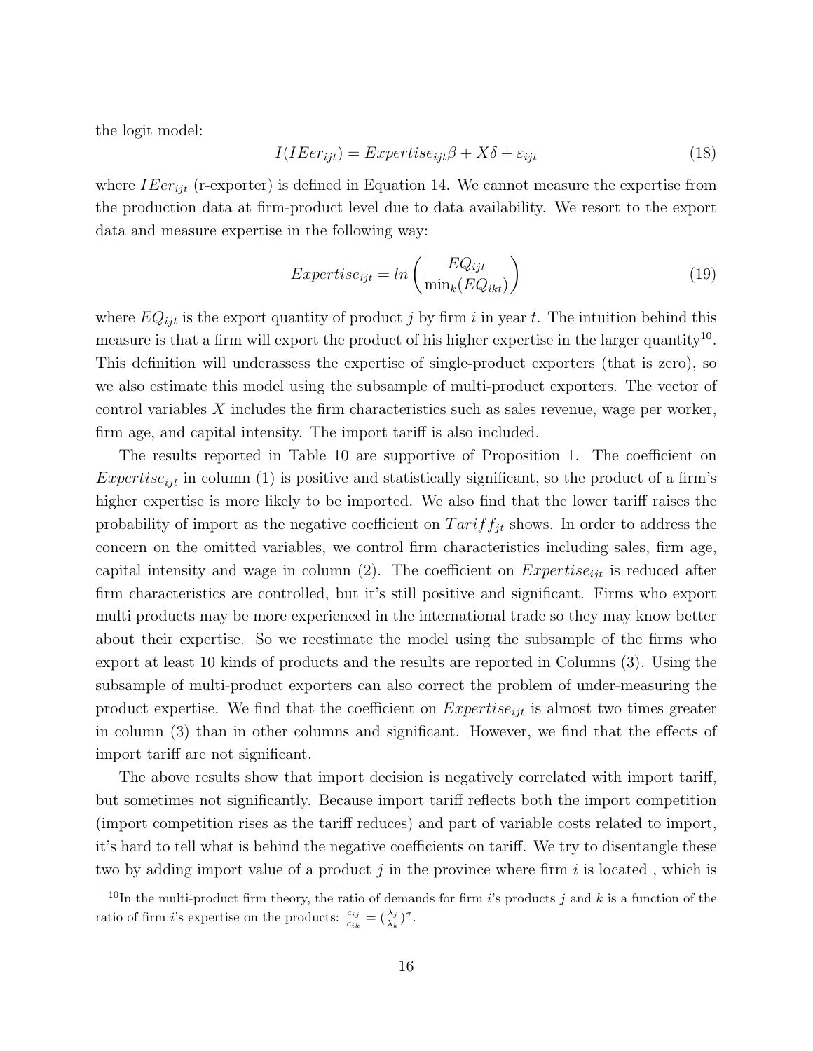the logit model:

$$I(IEer_{ijt}) = Expertise_{ijt}\beta + X\delta + \varepsilon_{ijt} \tag{18}$$

where $IEer_{ijt}$ (r-exporter) is defined in Equation 14. We cannot measure the expertise from the production data at firm-product level due to data availability. We resort to the export data and measure expertise in the following way:

$$Expertise_{ijt} = ln\left(\frac{EQ_{ijt}}{\min_k(EQ_{ikt})}\right) \tag{19}$$

where $EQ_{ijt}$ is the export quantity of product $j$ by firm $i$ in year $t$. The intuition behind this measure is that a firm will export the product of his higher expertise in the larger quantity[10]. This definition will underassess the expertise of single-product exporters (that is zero), so we also estimate this model using the subsample of multi-product exporters. The vector of control variables $X$ includes the firm characteristics such as sales revenue, wage per worker, firm age, and capital intensity. The import tariff is also included.

The results reported in Table 10 are supportive of Proposition 1. The coefficient on $Expertise_{ijt}$ in column (1) is positive and statistically significant, so the product of a firm's higher expertise is more likely to be imported. We also find that the lower tariff raises the probability of import as the negative coefficient on $Tariff_{jt}$ shows. In order to address the concern on the omitted variables, we control firm characteristics including sales, firm age, capital intensity and wage in column (2). The coefficient on $Expertise_{ijt}$ is reduced after firm characteristics are controlled, but it's still positive and significant. Firms who export multi products may be more experienced in the international trade so they may know better about their expertise. So we reestimate the model using the subsample of the firms who export at least 10 kinds of products and the results are reported in Columns (3). Using the subsample of multi-product exporters can also correct the problem of under-measuring the product expertise. We find that the coefficient on $Expertise_{ijt}$ is almost two times greater in column (3) than in other columns and significant. However, we find that the effects of import tariff are not significant.

The above results show that import decision is negatively correlated with import tariff, but sometimes not significantly. Because import tariff reflects both the import competition (import competition rises as the tariff reduces) and part of variable costs related to import, it's hard to tell what is behind the negative coefficients on tariff. We try to disentangle these two by adding import value of a product $j$ in the province where firm $i$ is located , which is

[10] In the multi-product firm theory, the ratio of demands for firm $i$'s products $j$ and $k$ is a function of the ratio of firm $i$'s expertise on the products: $\frac{c_{ij}}{c_{ik}} = (\frac{\lambda_j}{\lambda_k})^{\sigma}$.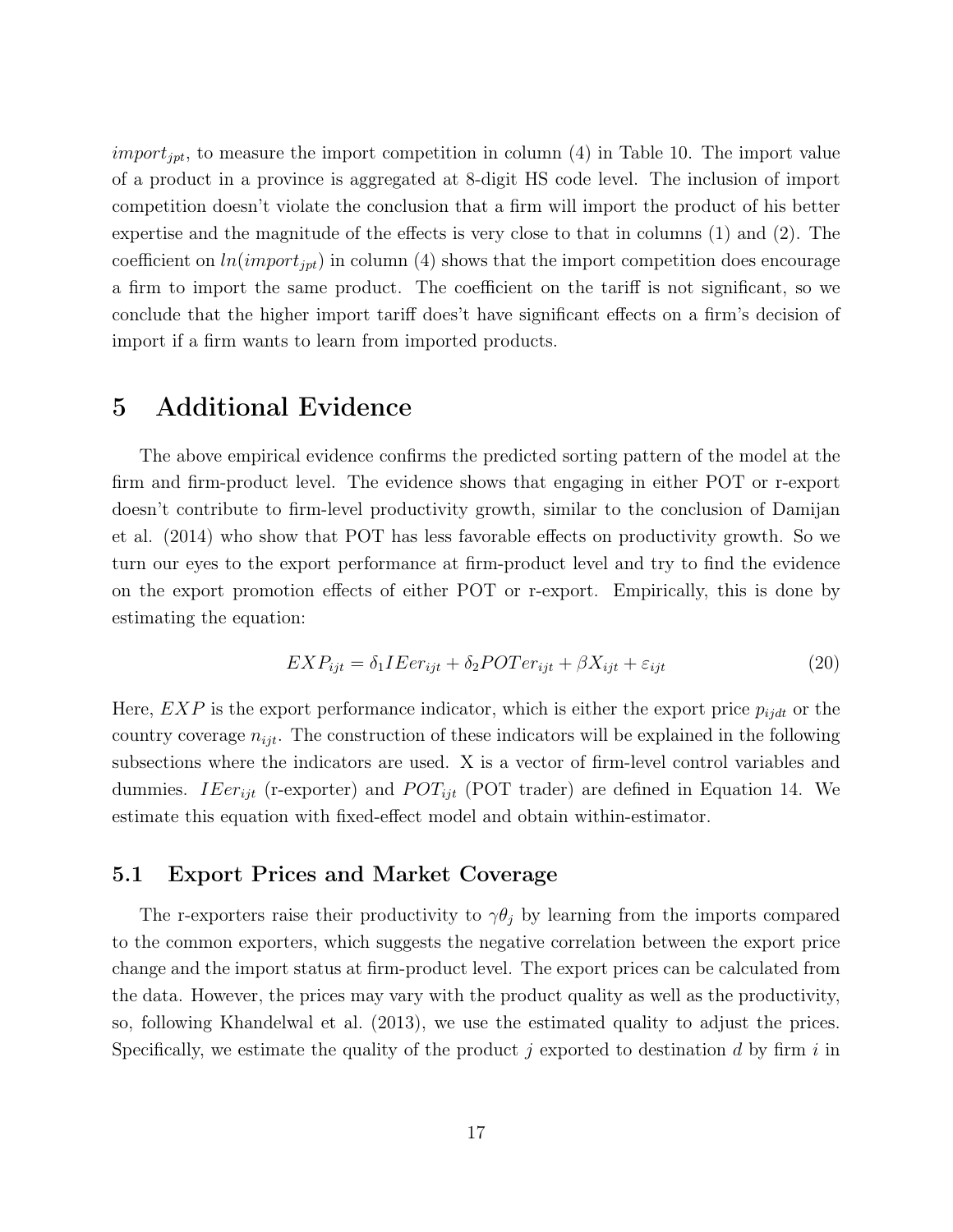$import_{jpt}$, to measure the import competition in column (4) in Table 10. The import value of a product in a province is aggregated at 8-digit HS code level. The inclusion of import competition doesn't violate the conclusion that a firm will import the product of his better expertise and the magnitude of the effects is very close to that in columns (1) and (2). The coefficient on $ln(import_{jpt})$ in column (4) shows that the import competition does encourage a firm to import the same product. The coefficient on the tariff is not significant, so we conclude that the higher import tariff does't have significant effects on a firm's decision of import if a firm wants to learn from imported products.

# 5 Additional Evidence

The above empirical evidence confirms the predicted sorting pattern of the model at the firm and firm-product level. The evidence shows that engaging in either POT or r-export doesn't contribute to firm-level productivity growth, similar to the conclusion of Damijan et al. (2014) who show that POT has less favorable effects on productivity growth. So we turn our eyes to the export performance at firm-product level and try to find the evidence on the export promotion effects of either POT or r-export. Empirically, this is done by estimating the equation:

$$EXP_{ijt} = \delta_1 IEer_{ijt} + \delta_2 POTer_{ijt} + \beta X_{ijt} + \varepsilon_{ijt} \tag{20}$$

Here, $EXP$ is the export performance indicator, which is either the export price $p_{ijdt}$ or the country coverage $n_{ijt}$. The construction of these indicators will be explained in the following subsections where the indicators are used. X is a vector of firm-level control variables and dummies. $IEer_{ijt}$ (r-exporter) and $POT_{ijt}$ (POT trader) are defined in Equation 14. We estimate this equation with fixed-effect model and obtain within-estimator.

## 5.1 Export Prices and Market Coverage

The r-exporters raise their productivity to $\gamma\theta_j$ by learning from the imports compared to the common exporters, which suggests the negative correlation between the export price change and the import status at firm-product level. The export prices can be calculated from the data. However, the prices may vary with the product quality as well as the productivity, so, following Khandelwal et al. (2013), we use the estimated quality to adjust the prices. Specifically, we estimate the quality of the product $j$ exported to destination $d$ by firm $i$ in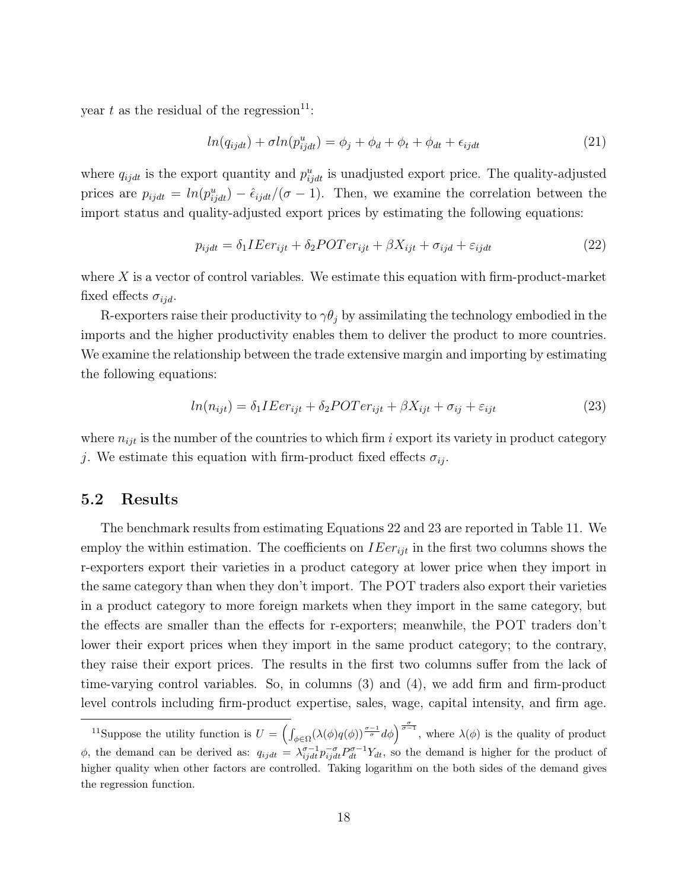year $t$ as the residual of the regression[11]:

$$ln(q_{ijdt}) + \sigma ln(p^u_{ijdt}) = \phi_j + \phi_d + \phi_t + \phi_{dt} + \epsilon_{ijdt} \tag{21}$$

where $q_{ijdt}$ is the export quantity and $p^u_{ijdt}$ is unadjusted export price. The quality-adjusted prices are $p_{ijdt} = ln(p^u_{ijdt}) - \hat{\epsilon}_{ijdt}/(\sigma - 1)$. Then, we examine the correlation between the import status and quality-adjusted export prices by estimating the following equations:

$$p_{ijdt} = \delta_1 IEer_{ijt} + \delta_2 POTer_{ijt} + \beta X_{ijt} + \sigma_{ijd} + \varepsilon_{ijdt} \tag{22}$$

where $X$ is a vector of control variables. We estimate this equation with firm-product-market fixed effects $\sigma_{ijd}$.

R-exporters raise their productivity to $\gamma\theta_j$ by assimilating the technology embodied in the imports and the higher productivity enables them to deliver the product to more countries. We examine the relationship between the trade extensive margin and importing by estimating the following equations:

$$ln(n_{ijt}) = \delta_1 IEer_{ijt} + \delta_2 POTer_{ijt} + \beta X_{ijt} + \sigma_{ij} + \varepsilon_{ijt} \tag{23}$$

where $n_{ijt}$ is the number of the countries to which firm $i$ export its variety in product category $j$. We estimate this equation with firm-product fixed effects $\sigma_{ij}$.

## 5.2 Results

The benchmark results from estimating Equations 22 and 23 are reported in Table 11. We employ the within estimation. The coefficients on $IEer_{ijt}$ in the first two columns shows the r-exporters export their varieties in a product category at lower price when they import in the same category than when they don't import. The POT traders also export their varieties in a product category to more foreign markets when they import in the same category, but the effects are smaller than the effects for r-exporters; meanwhile, the POT traders don't lower their export prices when they import in the same product category; to the contrary, they raise their export prices. The results in the first two columns suffer from the lack of time-varying control variables. So, in columns (3) and (4), we add firm and firm-product level controls including firm-product expertise, sales, wage, capital intensity, and firm age.

[11] Suppose the utility function is $U = \left(\int_{\phi\in\Omega}(\lambda(\phi)q(\phi))^{\frac{\sigma-1}{\sigma}}d\phi\right)^{\frac{\sigma}{\sigma-1}}$, where $\lambda(\phi)$ is the quality of product $\phi$, the demand can be derived as: $q_{ijdt} = \lambda^{\sigma-1}_{ijdt}p^{-\sigma}_{ijdt}P^{\sigma-1}_{dt}Y_{dt}$, so the demand is higher for the product of higher quality when other factors are controlled. Taking logarithm on the both sides of the demand gives the regression function.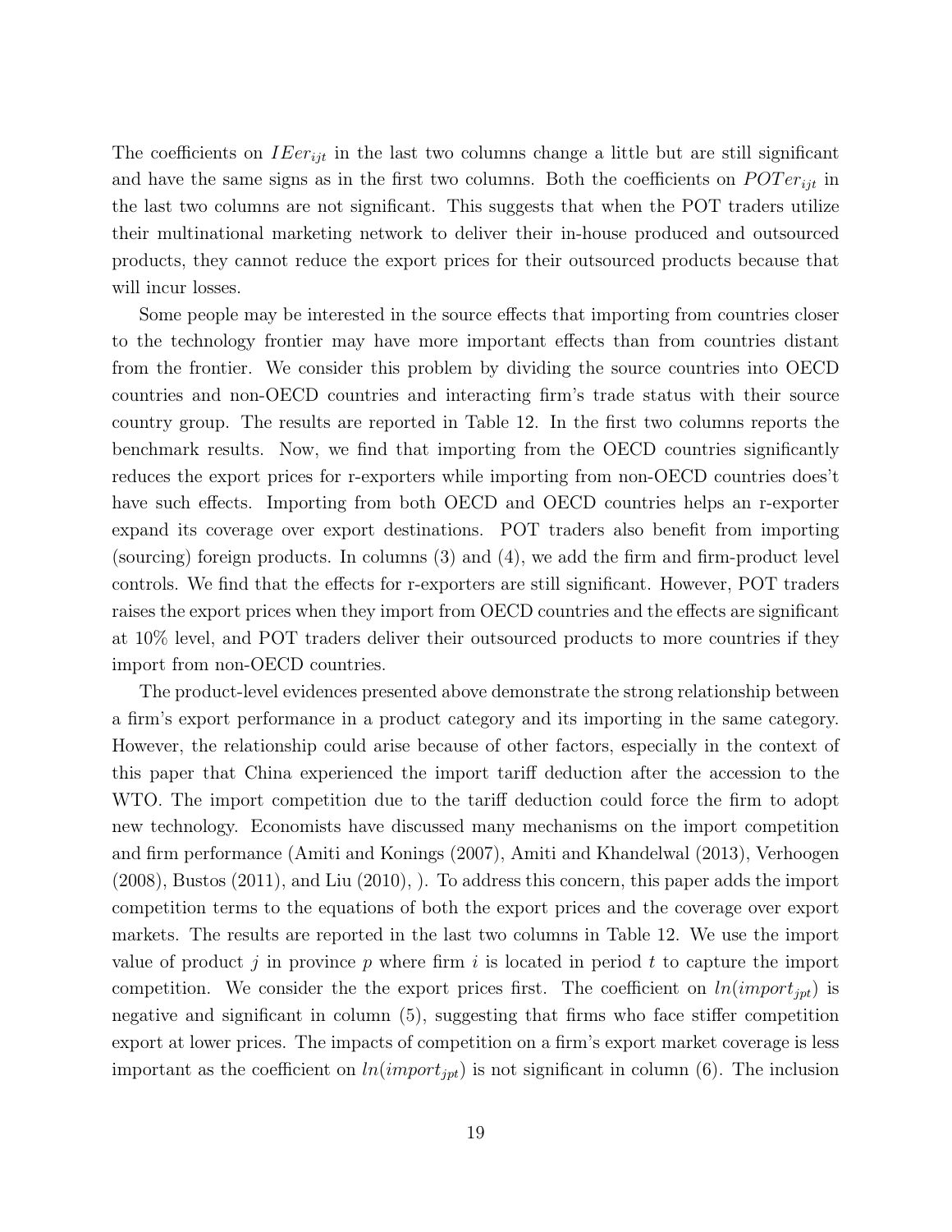The coefficients on $IEer_{ijt}$ in the last two columns change a little but are still significant and have the same signs as in the first two columns. Both the coefficients on $POTer_{ijt}$ in the last two columns are not significant. This suggests that when the POT traders utilize their multinational marketing network to deliver their in-house produced and outsourced products, they cannot reduce the export prices for their outsourced products because that will incur losses.

Some people may be interested in the source effects that importing from countries closer to the technology frontier may have more important effects than from countries distant from the frontier. We consider this problem by dividing the source countries into OECD countries and non-OECD countries and interacting firm's trade status with their source country group. The results are reported in Table 12. In the first two columns reports the benchmark results. Now, we find that importing from the OECD countries significantly reduces the export prices for r-exporters while importing from non-OECD countries does't have such effects. Importing from both OECD and OECD countries helps an r-exporter expand its coverage over export destinations. POT traders also benefit from importing (sourcing) foreign products. In columns (3) and (4), we add the firm and firm-product level controls. We find that the effects for r-exporters are still significant. However, POT traders raises the export prices when they import from OECD countries and the effects are significant at 10% level, and POT traders deliver their outsourced products to more countries if they import from non-OECD countries.

The product-level evidences presented above demonstrate the strong relationship between a firm's export performance in a product category and its importing in the same category. However, the relationship could arise because of other factors, especially in the context of this paper that China experienced the import tariff deduction after the accession to the WTO. The import competition due to the tariff deduction could force the firm to adopt new technology. Economists have discussed many mechanisms on the import competition and firm performance (Amiti and Konings (2007), Amiti and Khandelwal (2013), Verhoogen (2008), Bustos (2011), and Liu (2010), ). To address this concern, this paper adds the import competition terms to the equations of both the export prices and the coverage over export markets. The results are reported in the last two columns in Table 12. We use the import value of product $j$ in province $p$ where firm $i$ is located in period $t$ to capture the import competition. We consider the the export prices first. The coefficient on $ln(import_{jpt})$ is negative and significant in column (5), suggesting that firms who face stiffer competition export at lower prices. The impacts of competition on a firm's export market coverage is less important as the coefficient on $ln(import_{jpt})$ is not significant in column (6). The inclusion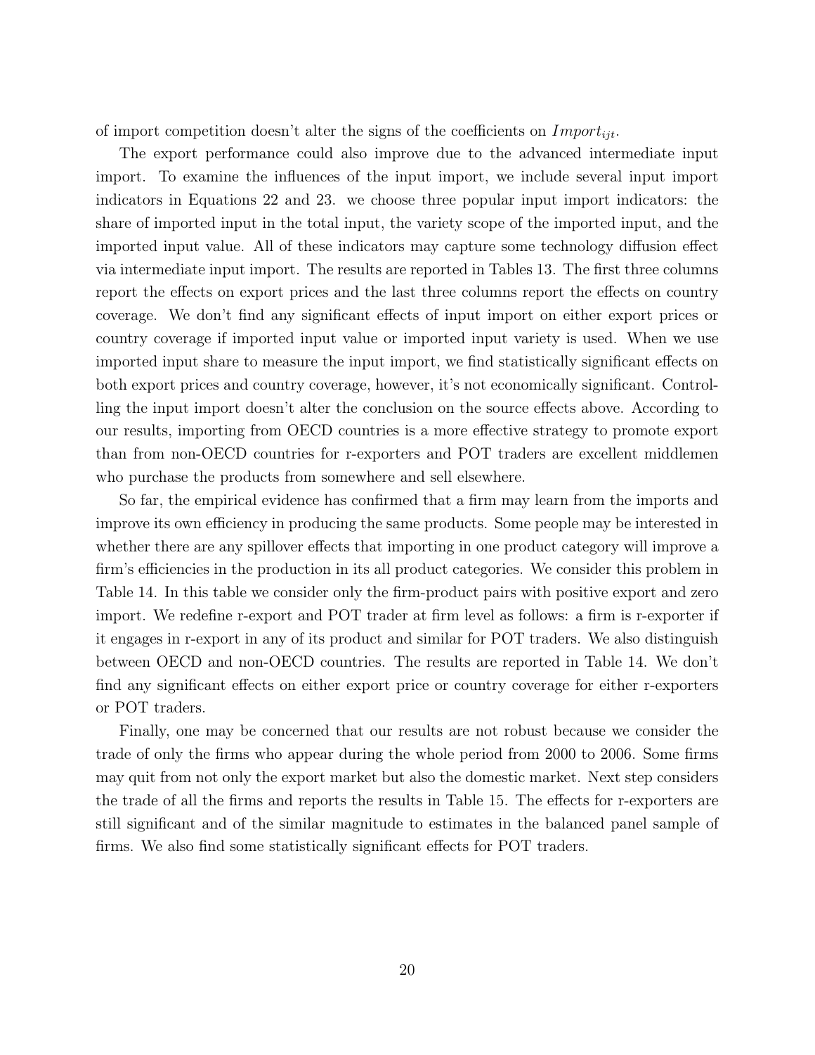of import competition doesn't alter the signs of the coefficients on $Import_{ijt}$.

The export performance could also improve due to the advanced intermediate input import. To examine the influences of the input import, we include several input import indicators in Equations 22 and 23. we choose three popular input import indicators: the share of imported input in the total input, the variety scope of the imported input, and the imported input value. All of these indicators may capture some technology diffusion effect via intermediate input import. The results are reported in Tables 13. The first three columns report the effects on export prices and the last three columns report the effects on country coverage. We don't find any significant effects of input import on either export prices or country coverage if imported input value or imported input variety is used. When we use imported input share to measure the input import, we find statistically significant effects on both export prices and country coverage, however, it's not economically significant. Controlling the input import doesn't alter the conclusion on the source effects above. According to our results, importing from OECD countries is a more effective strategy to promote export than from non-OECD countries for r-exporters and POT traders are excellent middlemen who purchase the products from somewhere and sell elsewhere.

So far, the empirical evidence has confirmed that a firm may learn from the imports and improve its own efficiency in producing the same products. Some people may be interested in whether there are any spillover effects that importing in one product category will improve a firm's efficiencies in the production in its all product categories. We consider this problem in Table 14. In this table we consider only the firm-product pairs with positive export and zero import. We redefine r-export and POT trader at firm level as follows: a firm is r-exporter if it engages in r-export in any of its product and similar for POT traders. We also distinguish between OECD and non-OECD countries. The results are reported in Table 14. We don't find any significant effects on either export price or country coverage for either r-exporters or POT traders.

Finally, one may be concerned that our results are not robust because we consider the trade of only the firms who appear during the whole period from 2000 to 2006. Some firms may quit from not only the export market but also the domestic market. Next step considers the trade of all the firms and reports the results in Table 15. The effects for r-exporters are still significant and of the similar magnitude to estimates in the balanced panel sample of firms. We also find some statistically significant effects for POT traders.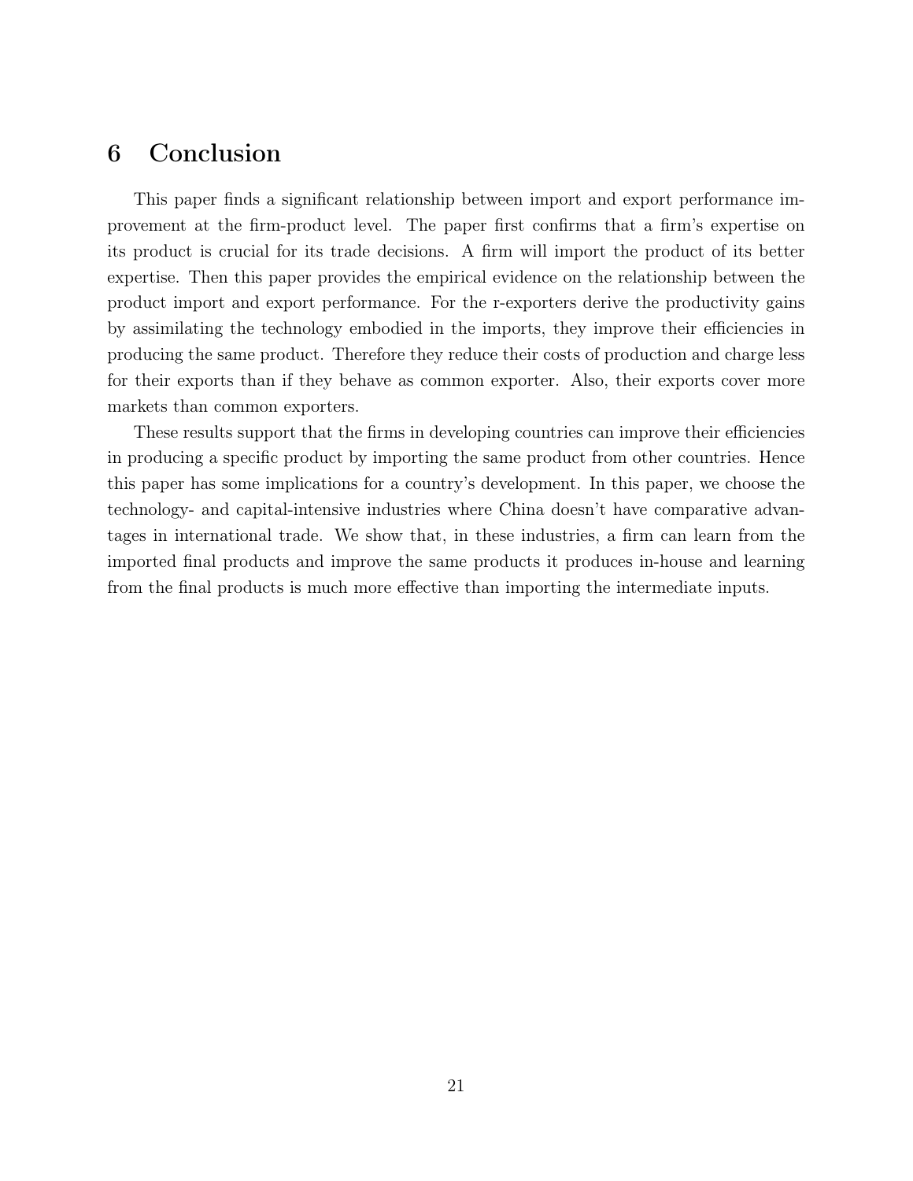# 6 Conclusion

This paper finds a significant relationship between import and export performance improvement at the firm-product level. The paper first confirms that a firm's expertise on its product is crucial for its trade decisions. A firm will import the product of its better expertise. Then this paper provides the empirical evidence on the relationship between the product import and export performance. For the r-exporters derive the productivity gains by assimilating the technology embodied in the imports, they improve their efficiencies in producing the same product. Therefore they reduce their costs of production and charge less for their exports than if they behave as common exporter. Also, their exports cover more markets than common exporters.

These results support that the firms in developing countries can improve their efficiencies in producing a specific product by importing the same product from other countries. Hence this paper has some implications for a country's development. In this paper, we choose the technology- and capital-intensive industries where China doesn't have comparative advantages in international trade. We show that, in these industries, a firm can learn from the imported final products and improve the same products it produces in-house and learning from the final products is much more effective than importing the intermediate inputs.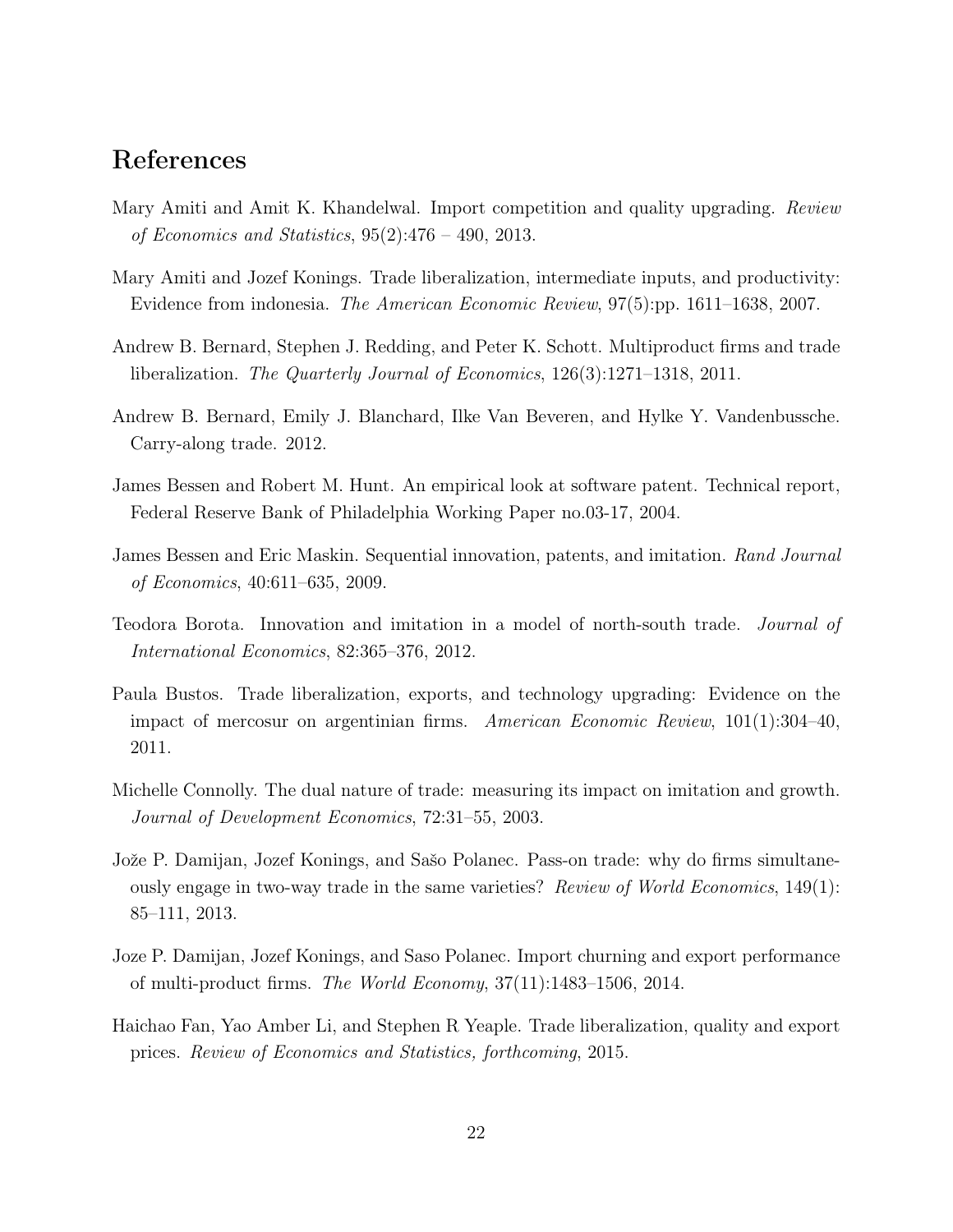# References

Mary Amiti and Amit K. Khandelwal. Import competition and quality upgrading. *Review of Economics and Statistics*, 95(2):476 – 490, 2013.

Mary Amiti and Jozef Konings. Trade liberalization, intermediate inputs, and productivity: Evidence from indonesia. *The American Economic Review*, 97(5):pp. 1611–1638, 2007.

Andrew B. Bernard, Stephen J. Redding, and Peter K. Schott. Multiproduct firms and trade liberalization. *The Quarterly Journal of Economics*, 126(3):1271–1318, 2011.

Andrew B. Bernard, Emily J. Blanchard, Ilke Van Beveren, and Hylke Y. Vandenbussche. Carry-along trade. 2012.

James Bessen and Robert M. Hunt. An empirical look at software patent. Technical report, Federal Reserve Bank of Philadelphia Working Paper no.03-17, 2004.

James Bessen and Eric Maskin. Sequential innovation, patents, and imitation. *Rand Journal of Economics*, 40:611–635, 2009.

Teodora Borota. Innovation and imitation in a model of north-south trade. *Journal of International Economics*, 82:365–376, 2012.

Paula Bustos. Trade liberalization, exports, and technology upgrading: Evidence on the impact of mercosur on argentinian firms. *American Economic Review*, 101(1):304–40, 2011.

Michelle Connolly. The dual nature of trade: measuring its impact on imitation and growth. *Journal of Development Economics*, 72:31–55, 2003.

Jože P. Damijan, Jozef Konings, and Sašo Polanec. Pass-on trade: why do firms simultaneously engage in two-way trade in the same varieties? *Review of World Economics*, 149(1): 85–111, 2013.

Joze P. Damijan, Jozef Konings, and Saso Polanec. Import churning and export performance of multi-product firms. *The World Economy*, 37(11):1483–1506, 2014.

Haichao Fan, Yao Amber Li, and Stephen R Yeaple. Trade liberalization, quality and export prices. *Review of Economics and Statistics, forthcoming*, 2015.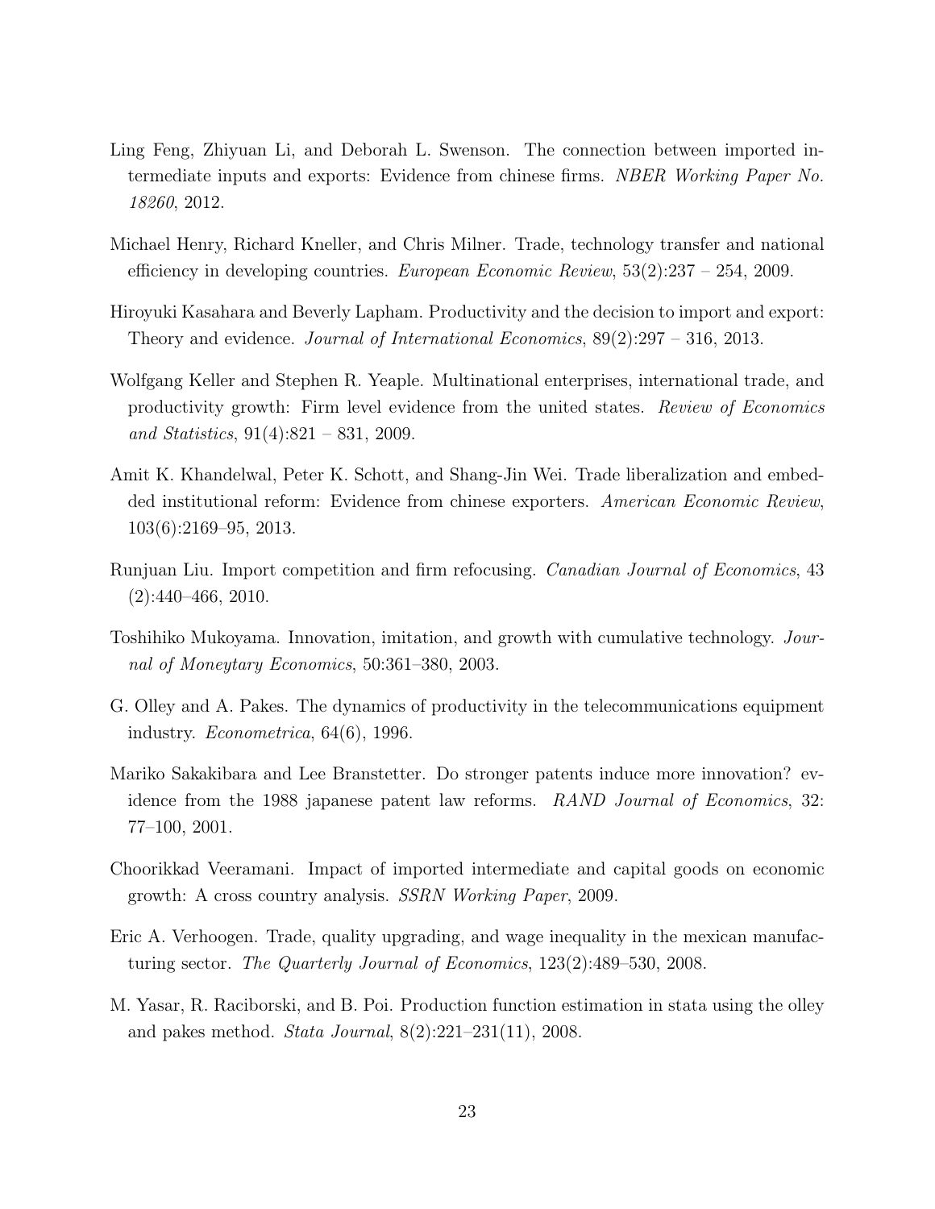Ling Feng, Zhiyuan Li, and Deborah L. Swenson. The connection between imported intermediate inputs and exports: Evidence from chinese firms. *NBER Working Paper No. 18260*, 2012.

Michael Henry, Richard Kneller, and Chris Milner. Trade, technology transfer and national efficiency in developing countries. *European Economic Review*, 53(2):237 – 254, 2009.

Hiroyuki Kasahara and Beverly Lapham. Productivity and the decision to import and export: Theory and evidence. *Journal of International Economics*, 89(2):297 – 316, 2013.

Wolfgang Keller and Stephen R. Yeaple. Multinational enterprises, international trade, and productivity growth: Firm level evidence from the united states. *Review of Economics and Statistics*, 91(4):821 – 831, 2009.

Amit K. Khandelwal, Peter K. Schott, and Shang-Jin Wei. Trade liberalization and embedded institutional reform: Evidence from chinese exporters. *American Economic Review*, 103(6):2169–95, 2013.

Runjuan Liu. Import competition and firm refocusing. *Canadian Journal of Economics*, 43 (2):440–466, 2010.

Toshihiko Mukoyama. Innovation, imitation, and growth with cumulative technology. *Journal of Moneytary Economics*, 50:361–380, 2003.

G. Olley and A. Pakes. The dynamics of productivity in the telecommunications equipment industry. *Econometrica*, 64(6), 1996.

Mariko Sakakibara and Lee Branstetter. Do stronger patents induce more innovation? evidence from the 1988 japanese patent law reforms. *RAND Journal of Economics*, 32: 77–100, 2001.

Choorikkad Veeramani. Impact of imported intermediate and capital goods on economic growth: A cross country analysis. *SSRN Working Paper*, 2009.

Eric A. Verhoogen. Trade, quality upgrading, and wage inequality in the mexican manufacturing sector. *The Quarterly Journal of Economics*, 123(2):489–530, 2008.

M. Yasar, R. Raciborski, and B. Poi. Production function estimation in stata using the olley and pakes method. *Stata Journal*, 8(2):221–231(11), 2008.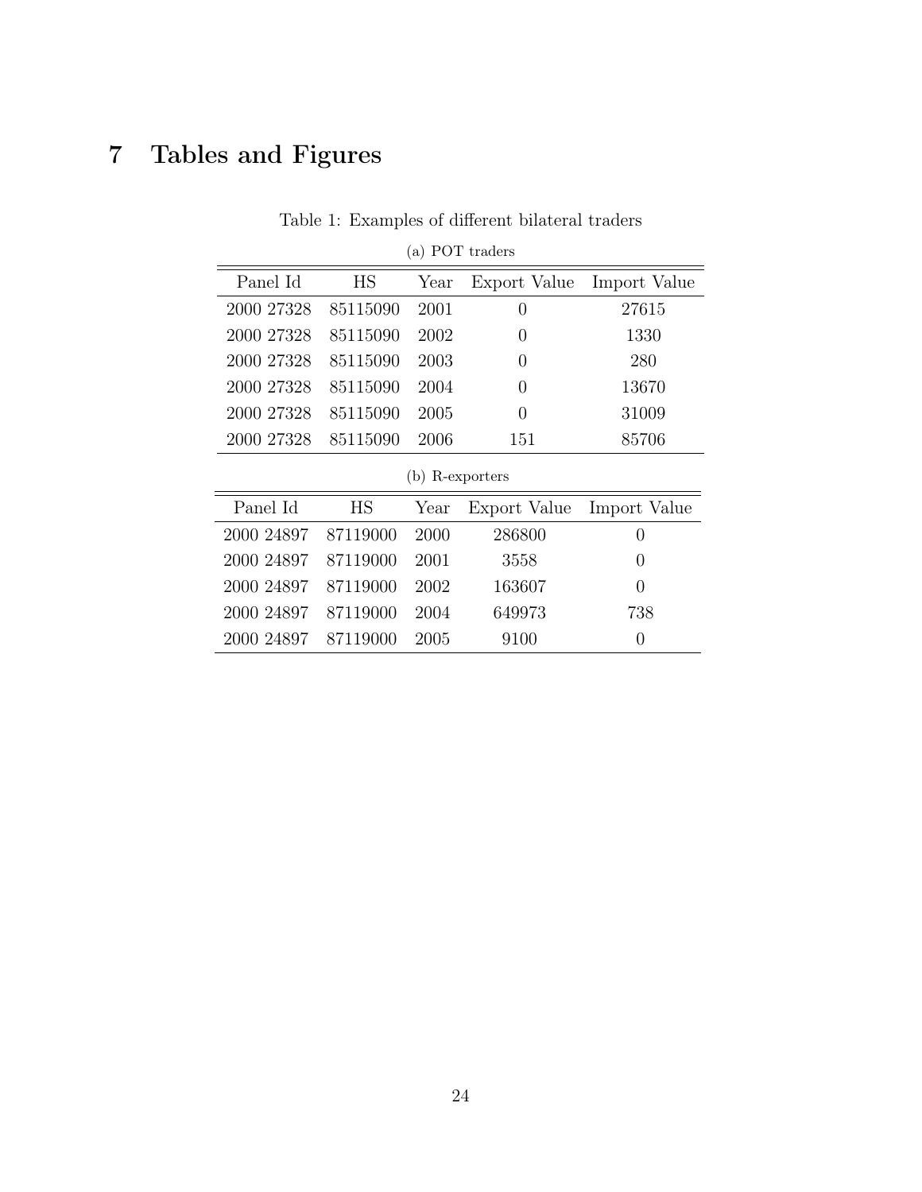# 7 Tables and Figures

Table 1: Examples of different bilateral traders

(a) POT traders

| Panel Id | HS | Year | Export Value | Import Value |
|---|---|---|---|---|
| 2000 27328 | 85115090 | 2001 | 0 | 27615 |
| 2000 27328 | 85115090 | 2002 | 0 | 1330 |
| 2000 27328 | 85115090 | 2003 | 0 | 280 |
| 2000 27328 | 85115090 | 2004 | 0 | 13670 |
| 2000 27328 | 85115090 | 2005 | 0 | 31009 |
| 2000 27328 | 85115090 | 2006 | 151 | 85706 |

(b) R-exporters

| Panel Id | HS | Year | Export Value | Import Value |
|---|---|---|---|---|
| 2000 24897 | 87119000 | 2000 | 286800 | 0 |
| 2000 24897 | 87119000 | 2001 | 3558 | 0 |
| 2000 24897 | 87119000 | 2002 | 163607 | 0 |
| 2000 24897 | 87119000 | 2004 | 649973 | 738 |
| 2000 24897 | 87119000 | 2005 | 9100 | 0 |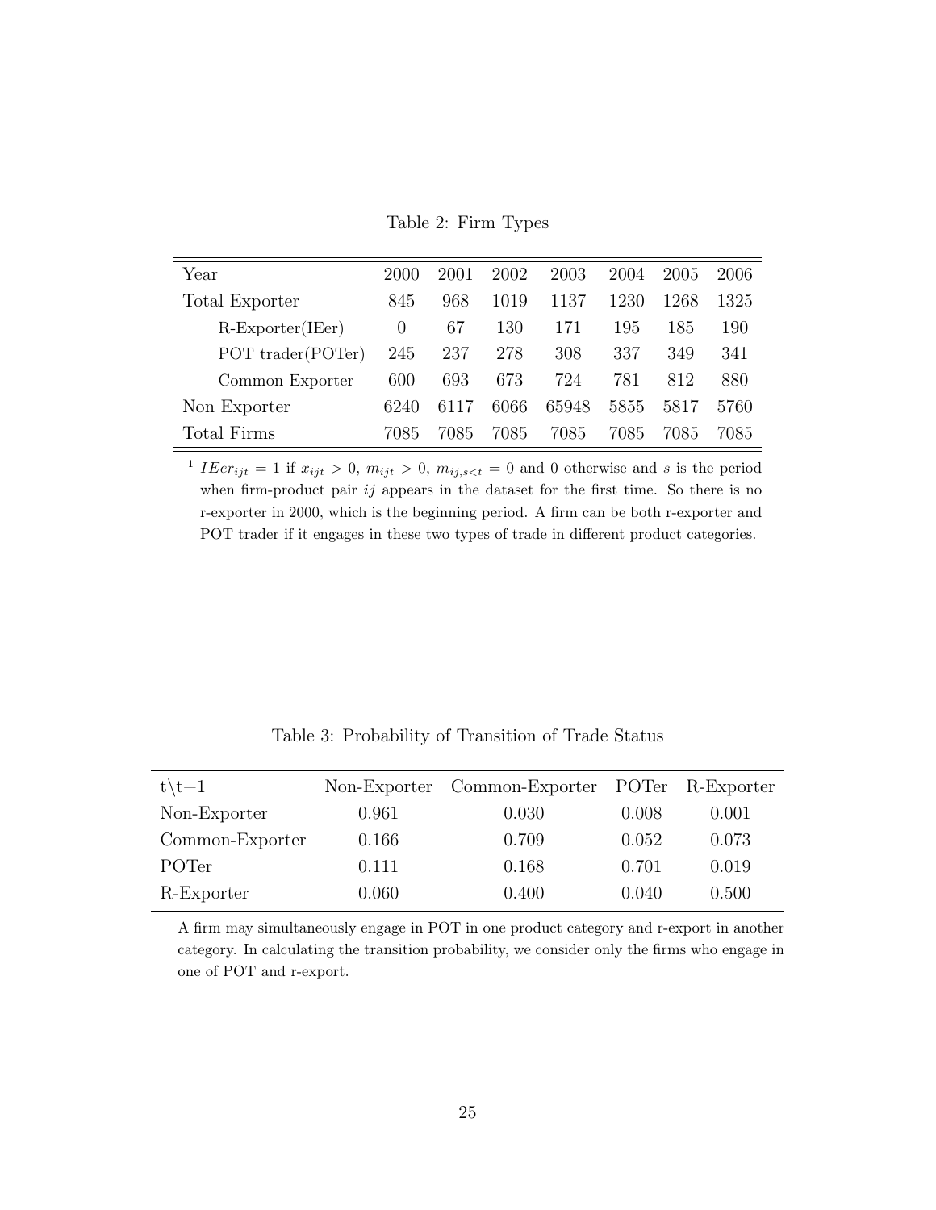Table 2: Firm Types

| Year | 2000 | 2001 | 2002 | 2003 | 2004 | 2005 | 2006 |
|---|---|---|---|---|---|---|---|
| Total Exporter | 845 | 968 | 1019 | 1137 | 1230 | 1268 | 1325 |
| R-Exporter(IEer) | 0 | 67 | 130 | 171 | 195 | 185 | 190 |
| POT trader(POTer) | 245 | 237 | 278 | 308 | 337 | 349 | 341 |
| Common Exporter | 600 | 693 | 673 | 724 | 781 | 812 | 880 |
| Non Exporter | 6240 | 6117 | 6066 | 65948 | 5855 | 5817 | 5760 |
| Total Firms | 7085 | 7085 | 7085 | 7085 | 7085 | 7085 | 7085 |

[1] $IEer_{ijt} = 1$ if $x_{ijt} > 0$, $m_{ijt} > 0$, $m_{ij,s<t} = 0$ and 0 otherwise and $s$ is the period when firm-product pair $ij$ appears in the dataset for the first time. So there is no r-exporter in 2000, which is the beginning period. A firm can be both r-exporter and POT trader if it engages in these two types of trade in different product categories.

Table 3: Probability of Transition of Trade Status

| t\t+1 | Non-Exporter | Common-Exporter | POTer | R-Exporter |
|---|---|---|---|---|
| Non-Exporter | 0.961 | 0.030 | 0.008 | 0.001 |
| Common-Exporter | 0.166 | 0.709 | 0.052 | 0.073 |
| POTer | 0.111 | 0.168 | 0.701 | 0.019 |
| R-Exporter | 0.060 | 0.400 | 0.040 | 0.500 |

A firm may simultaneously engage in POT in one product category and r-export in another category. In calculating the transition probability, we consider only the firms who engage in one of POT and r-export.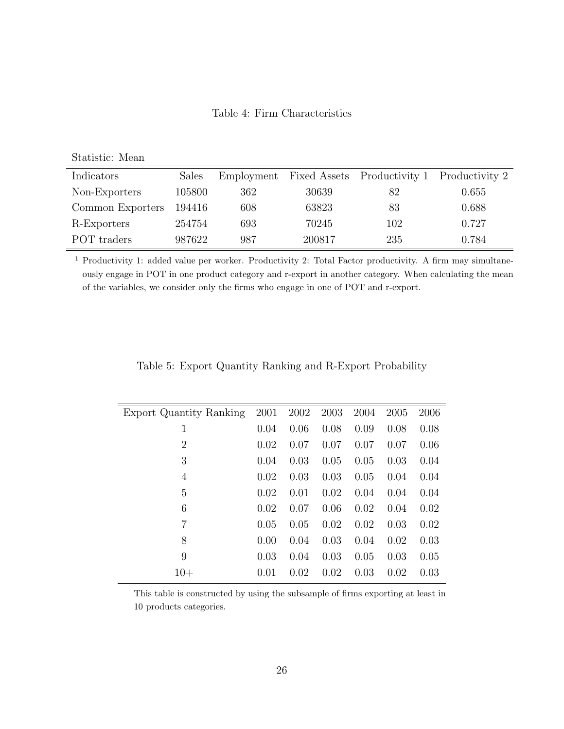Table 4: Firm Characteristics

Statistic: Mean

| Indicators | Sales | Employment | Fixed Assets | Productivity 1 | Productivity 2 |
|---|---|---|---|---|---|
| Non-Exporters | 105800 | 362 | 30639 | 82 | 0.655 |
| Common Exporters | 194416 | 608 | 63823 | 83 | 0.688 |
| R-Exporters | 254754 | 693 | 70245 | 102 | 0.727 |
| POT traders | 987622 | 987 | 200817 | 235 | 0.784 |

[1] Productivity 1: added value per worker. Productivity 2: Total Factor productivity. A firm may simultaneously engage in POT in one product category and r-export in another category. When calculating the mean of the variables, we consider only the firms who engage in one of POT and r-export.

Table 5: Export Quantity Ranking and R-Export Probability

| Export Quantity Ranking | 2001 | 2002 | 2003 | 2004 | 2005 | 2006 |
|---|---|---|---|---|---|---|
| 1 | 0.04 | 0.06 | 0.08 | 0.09 | 0.08 | 0.08 |
| 2 | 0.02 | 0.07 | 0.07 | 0.07 | 0.07 | 0.06 |
| 3 | 0.04 | 0.03 | 0.05 | 0.05 | 0.03 | 0.04 |
| 4 | 0.02 | 0.03 | 0.03 | 0.05 | 0.04 | 0.04 |
| 5 | 0.02 | 0.01 | 0.02 | 0.04 | 0.04 | 0.04 |
| 6 | 0.02 | 0.07 | 0.06 | 0.02 | 0.04 | 0.02 |
| 7 | 0.05 | 0.05 | 0.02 | 0.02 | 0.03 | 0.02 |
| 8 | 0.00 | 0.04 | 0.03 | 0.04 | 0.02 | 0.03 |
| 9 | 0.03 | 0.04 | 0.03 | 0.05 | 0.03 | 0.05 |
| 10+ | 0.01 | 0.02 | 0.02 | 0.03 | 0.02 | 0.03 |

This table is constructed by using the subsample of firms exporting at least in 10 products categories.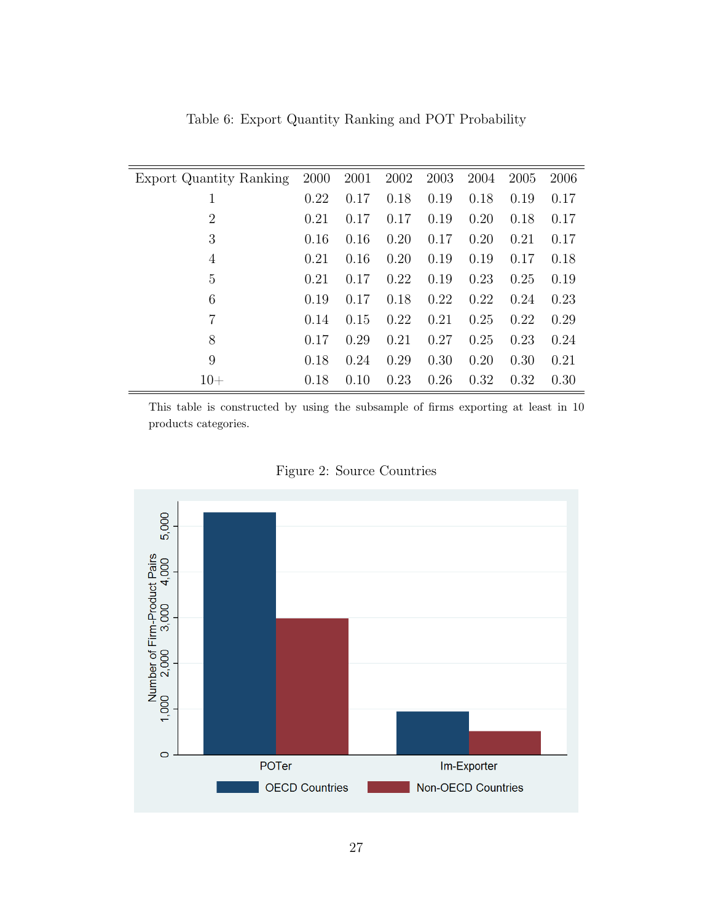Table 6: Export Quantity Ranking and POT Probability

| Export Quantity Ranking | 2000 | 2001 | 2002 | 2003 | 2004 | 2005 | 2006 |
|---|---|---|---|---|---|---|---|
| 1 | 0.22 | 0.17 | 0.18 | 0.19 | 0.18 | 0.19 | 0.17 |
| 2 | 0.21 | 0.17 | 0.17 | 0.19 | 0.20 | 0.18 | 0.17 |
| 3 | 0.16 | 0.16 | 0.20 | 0.17 | 0.20 | 0.21 | 0.17 |
| 4 | 0.21 | 0.16 | 0.20 | 0.19 | 0.19 | 0.17 | 0.18 |
| 5 | 0.21 | 0.17 | 0.22 | 0.19 | 0.23 | 0.25 | 0.19 |
| 6 | 0.19 | 0.17 | 0.18 | 0.22 | 0.22 | 0.24 | 0.23 |
| 7 | 0.14 | 0.15 | 0.22 | 0.21 | 0.25 | 0.22 | 0.29 |
| 8 | 0.17 | 0.29 | 0.21 | 0.27 | 0.25 | 0.23 | 0.24 |
| 9 | 0.18 | 0.24 | 0.29 | 0.30 | 0.20 | 0.30 | 0.21 |
| 10+ | 0.18 | 0.10 | 0.23 | 0.26 | 0.32 | 0.32 | 0.30 |

This table is constructed by using the subsample of firms exporting at least in 10 products categories.

Figure 2: Source Countries

Number of Firm-Product Pairs
0
1,000
2,000
3,000
4,000
5,000
POTer
Im-Exporter
OECD Countries
Non-OECD Countries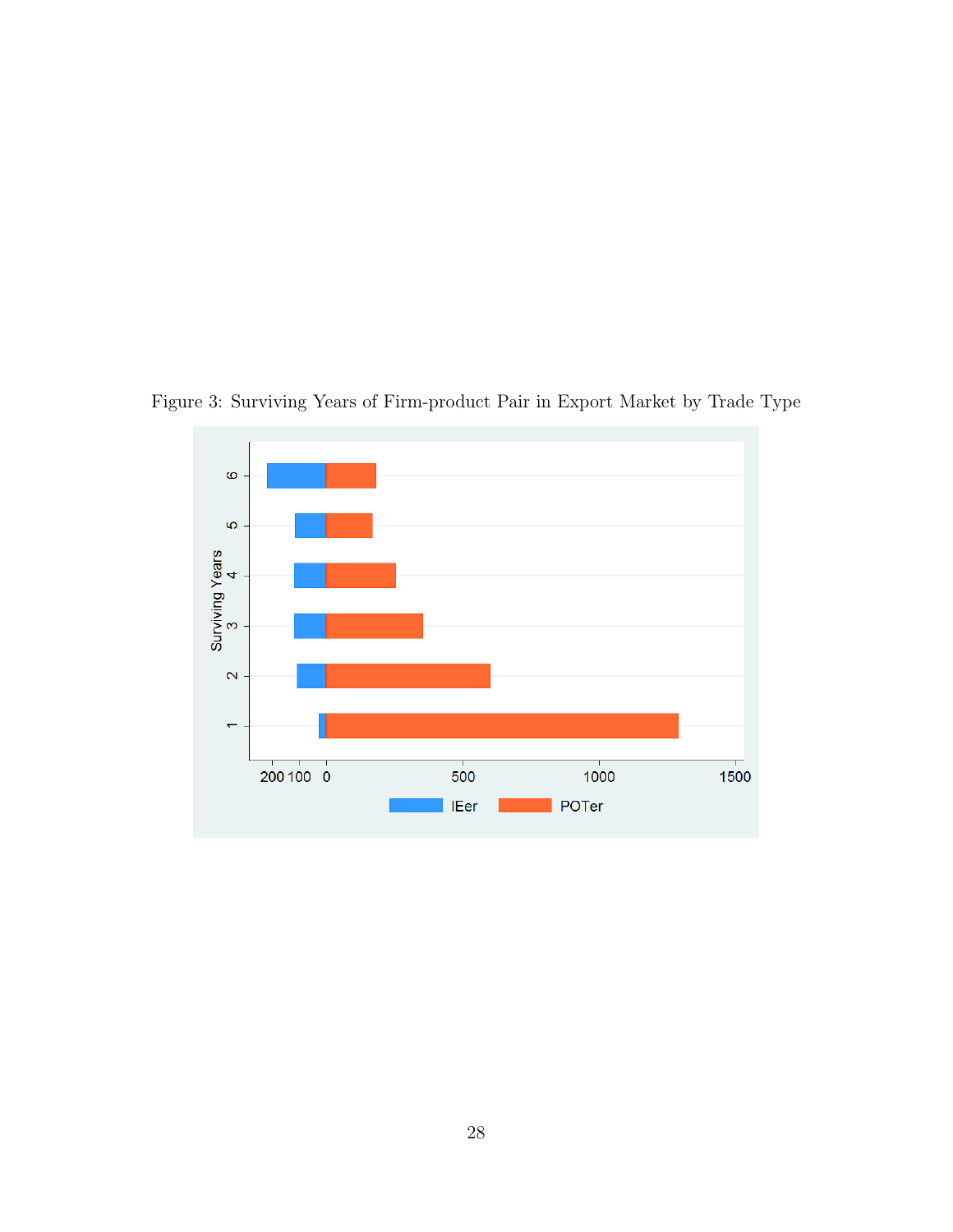Figure 3: Surviving Years of Firm-product Pair in Export Market by Trade Type

Surviving Years

6
5
4
3
2
1

200 100 0 500 1000 1500

IEer POTer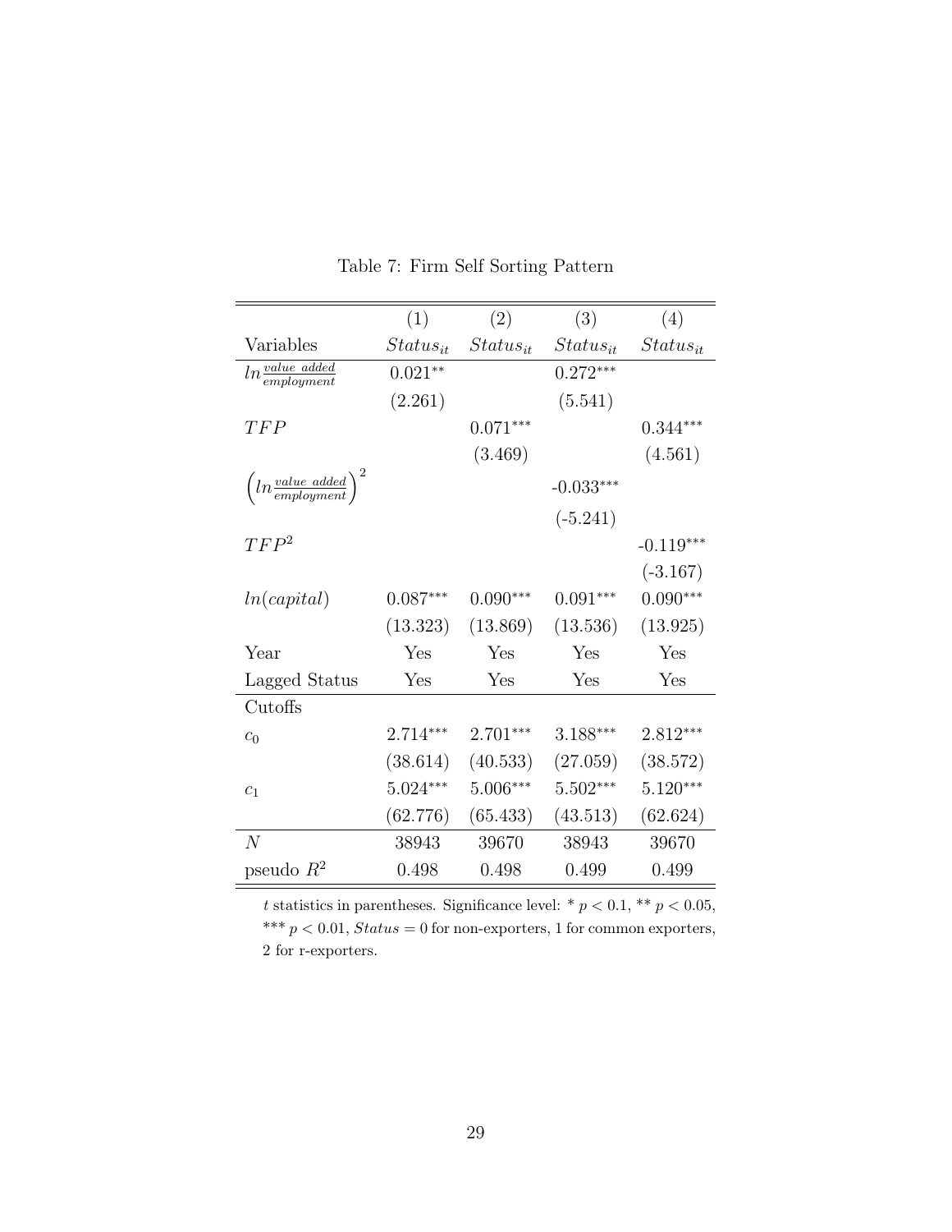Table 7: Firm Self Sorting Pattern

| | (1) | (2) | (3) | (4) |
|---|---|---|---|---|
| Variables | $Status_{it}$ | $Status_{it}$ | $Status_{it}$ | $Status_{it}$ |
| $ln\frac{value\ added}{employment}$ | $0.021^{**}$ | | $0.272^{***}$ | |
| | (2.261) | | (5.541) | |
| $TFP$ | | $0.071^{***}$ | | $0.344^{***}$ |
| | | (3.469) | | (4.561) |
| $\left(ln\frac{value\ added}{employment}\right)^2$ | | | $-0.033^{***}$ | |
| | | | (-5.241) | |
| $TFP^2$ | | | | $-0.119^{***}$ |
| | | | | (-3.167) |
| $ln(capital)$ | $0.087^{***}$ | $0.090^{***}$ | $0.091^{***}$ | $0.090^{***}$ |
| | (13.323) | (13.869) | (13.536) | (13.925) |
| Year | Yes | Yes | Yes | Yes |
| Lagged Status | Yes | Yes | Yes | Yes |
| Cutoffs | | | | |
| $c_0$ | $2.714^{***}$ | $2.701^{***}$ | $3.188^{***}$ | $2.812^{***}$ |
| | (38.614) | (40.533) | (27.059) | (38.572) |
| $c_1$ | $5.024^{***}$ | $5.006^{***}$ | $5.502^{***}$ | $5.120^{***}$ |
| | (62.776) | (65.433) | (43.513) | (62.624) |
| $N$ | 38943 | 39670 | 38943 | 39670 |
| pseudo $R^2$ | 0.498 | 0.498 | 0.499 | 0.499 |

$t$ statistics in parentheses. Significance level: * $p < 0.1$, ** $p < 0.05$, *** $p < 0.01$, $Status = 0$ for non-exporters, 1 for common exporters, 2 for r-exporters.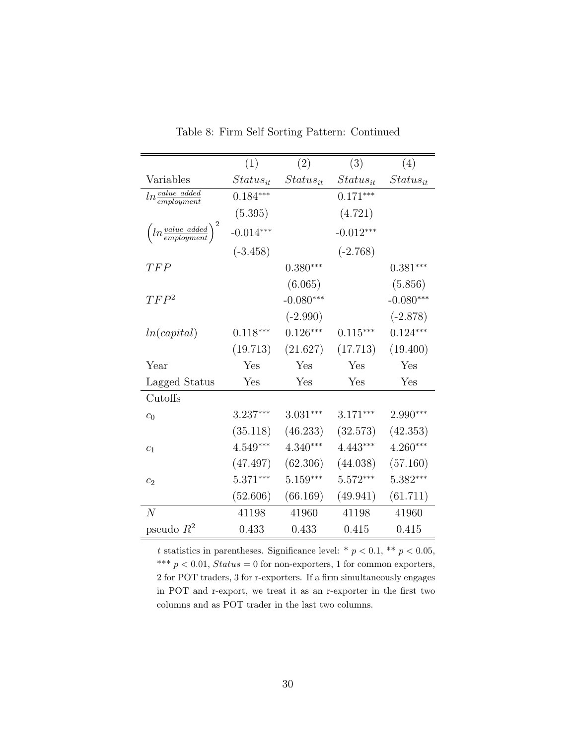Table 8: Firm Self Sorting Pattern: Continued

| | (1) | (2) | (3) | (4) |
|---|---|---|---|---|
| Variables | $Status_{it}$ | $Status_{it}$ | $Status_{it}$ | $Status_{it}$ |
| $ln\frac{value\ added}{employment}$ | 0.184*** | | 0.171*** | |
| | (5.395) | | (4.721) | |
| $\left(ln\frac{value\ added}{employment}\right)^2$ | -0.014*** | | -0.012*** | |
| | (-3.458) | | (-2.768) | |
| $TFP$ | | 0.380*** | | 0.381*** |
| | | (6.065) | | (5.856) |
| $TFP^2$ | | -0.080*** | | -0.080*** |
| | | (-2.990) | | (-2.878) |
| $ln(capital)$ | 0.118*** | 0.126*** | 0.115*** | 0.124*** |
| | (19.713) | (21.627) | (17.713) | (19.400) |
| Year | Yes | Yes | Yes | Yes |
| Lagged Status | Yes | Yes | Yes | Yes |
| Cutoffs | | | | |
| $c_0$ | 3.237*** | 3.031*** | 3.171*** | 2.990*** |
| | (35.118) | (46.233) | (32.573) | (42.353) |
| $c_1$ | 4.549*** | 4.340*** | 4.443*** | 4.260*** |
| | (47.497) | (62.306) | (44.038) | (57.160) |
| $c_2$ | 5.371*** | 5.159*** | 5.572*** | 5.382*** |
| | (52.606) | (66.169) | (49.941) | (61.711) |
| $N$ | 41198 | 41960 | 41198 | 41960 |
| pseudo $R^2$ | 0.433 | 0.433 | 0.415 | 0.415 |

$t$ statistics in parentheses. Significance level: * $p < 0.1$, ** $p < 0.05$, *** $p < 0.01$, $Status = 0$ for non-exporters, 1 for common exporters, 2 for POT traders, 3 for r-exporters. If a firm simultaneously engages in POT and r-export, we treat it as an r-exporter in the first two columns and as POT trader in the last two columns.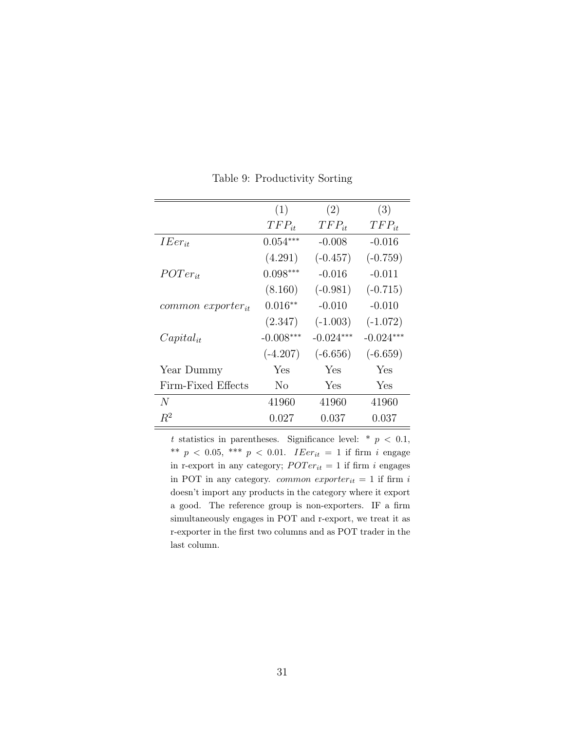Table 9: Productivity Sorting

| | (1) | (2) | (3) |
|---|---|---|---|
| | $TFP_{it}$ | $TFP_{it}$ | $TFP_{it}$ |
| $IEer_{it}$ | $0.054^{***}$ | -0.008 | -0.016 |
| | (4.291) | (-0.457) | (-0.759) |
| $POTer_{it}$ | $0.098^{***}$ | -0.016 | -0.011 |
| | (8.160) | (-0.981) | (-0.715) |
| $common\ exporter_{it}$ | $0.016^{**}$ | -0.010 | -0.010 |
| | (2.347) | (-1.003) | (-1.072) |
| $Capital_{it}$ | $-0.008^{***}$ | $-0.024^{***}$ | $-0.024^{***}$ |
| | (-4.207) | (-6.656) | (-6.659) |
| Year Dummy | Yes | Yes | Yes |
| Firm-Fixed Effects | No | Yes | Yes |
| $N$ | 41960 | 41960 | 41960 |
| $R^2$ | 0.027 | 0.037 | 0.037 |

$t$ statistics in parentheses. Significance level: * $p < 0.1$, ** $p < 0.05$, *** $p < 0.01$. $IEer_{it} = 1$ if firm $i$ engage in r-export in any category; $POTer_{it} = 1$ if firm $i$ engages in POT in any category. $common\ exporter_{it} = 1$ if firm $i$ doesn't import any products in the category where it export a good. The reference group is non-exporters. IF a firm simultaneously engages in POT and r-export, we treat it as r-exporter in the first two columns and as POT trader in the last column.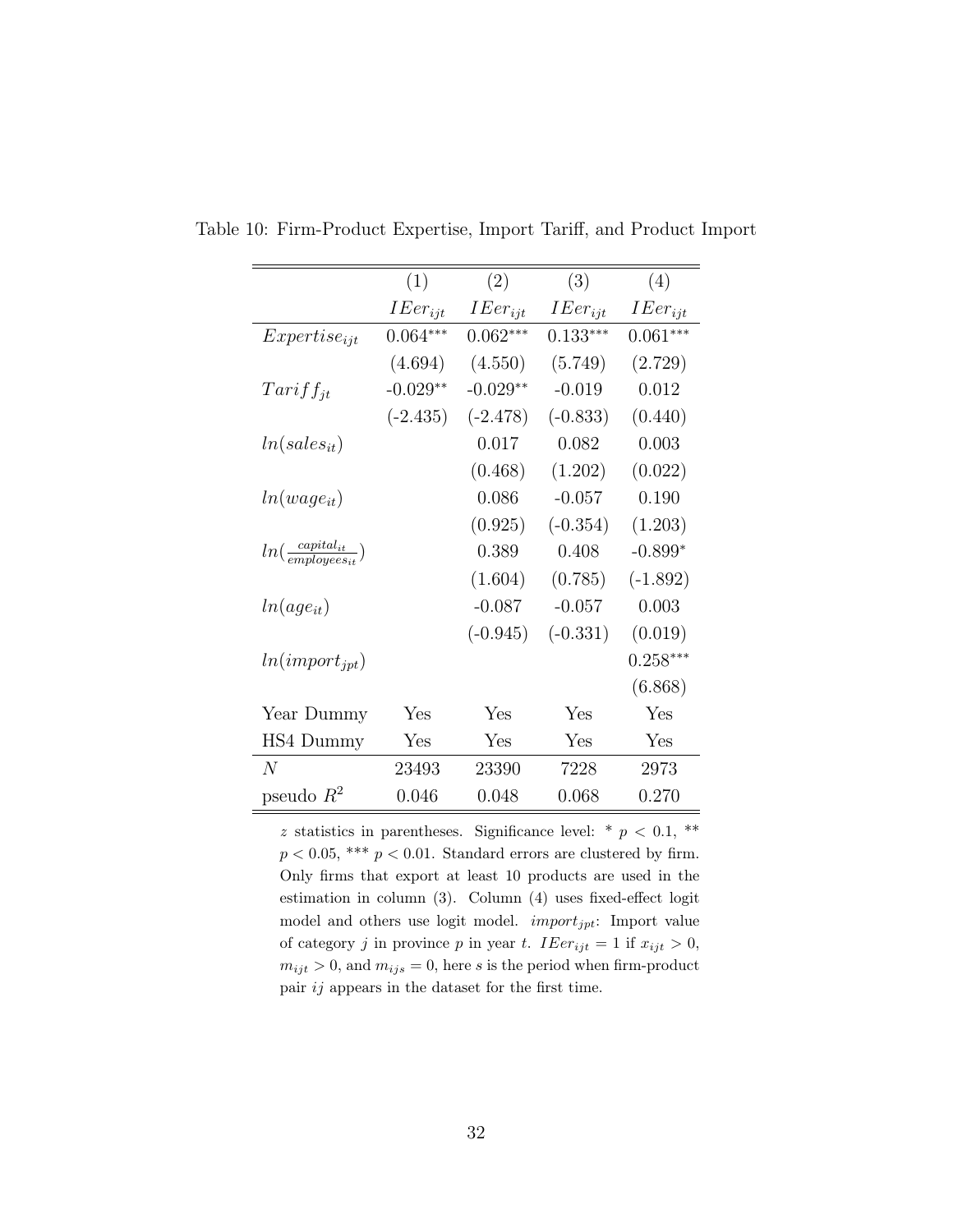Table 10: Firm-Product Expertise, Import Tariff, and Product Import

| | (1) | (2) | (3) | (4) |
|---|---|---|---|---|
| | $IEer_{ijt}$ | $IEer_{ijt}$ | $IEer_{ijt}$ | $IEer_{ijt}$ |
| $Expertise_{ijt}$ | $0.064^{***}$ | $0.062^{***}$ | $0.133^{***}$ | $0.061^{***}$ |
| | (4.694) | (4.550) | (5.749) | (2.729) |
| $Tariff_{jt}$ | $-0.029^{**}$ | $-0.029^{**}$ | -0.019 | 0.012 |
| | (-2.435) | (-2.478) | (-0.833) | (0.440) |
| $ln(sales_{it})$ | | 0.017 | 0.082 | 0.003 |
| | | (0.468) | (1.202) | (0.022) |
| $ln(wage_{it})$ | | 0.086 | -0.057 | 0.190 |
| | | (0.925) | (-0.354) | (1.203) |
| $ln(\frac{capital_{it}}{employees_{it}})$ | | 0.389 | 0.408 | $-0.899^{*}$ |
| | | (1.604) | (0.785) | (-1.892) |
| $ln(age_{it})$ | | -0.087 | -0.057 | 0.003 |
| | | (-0.945) | (-0.331) | (0.019) |
| $ln(import_{jpt})$ | | | | $0.258^{***}$ |
| | | | | (6.868) |
| Year Dummy | Yes | Yes | Yes | Yes |
| HS4 Dummy | Yes | Yes | Yes | Yes |
| $N$ | 23493 | 23390 | 7228 | 2973 |
| pseudo $R^2$ | 0.046 | 0.048 | 0.068 | 0.270 |

$z$ statistics in parentheses. Significance level: * $p < 0.1$, ** $p < 0.05$, *** $p < 0.01$. Standard errors are clustered by firm. Only firms that export at least 10 products are used in the estimation in column (3). Column (4) uses fixed-effect logit model and others use logit model. $import_{jpt}$: Import value of category $j$ in province $p$ in year $t$. $IEer_{ijt} = 1$ if $x_{ijt} > 0$, $m_{ijt} > 0$, and $m_{ijs} = 0$, here $s$ is the period when firm-product pair $ij$ appears in the dataset for the first time.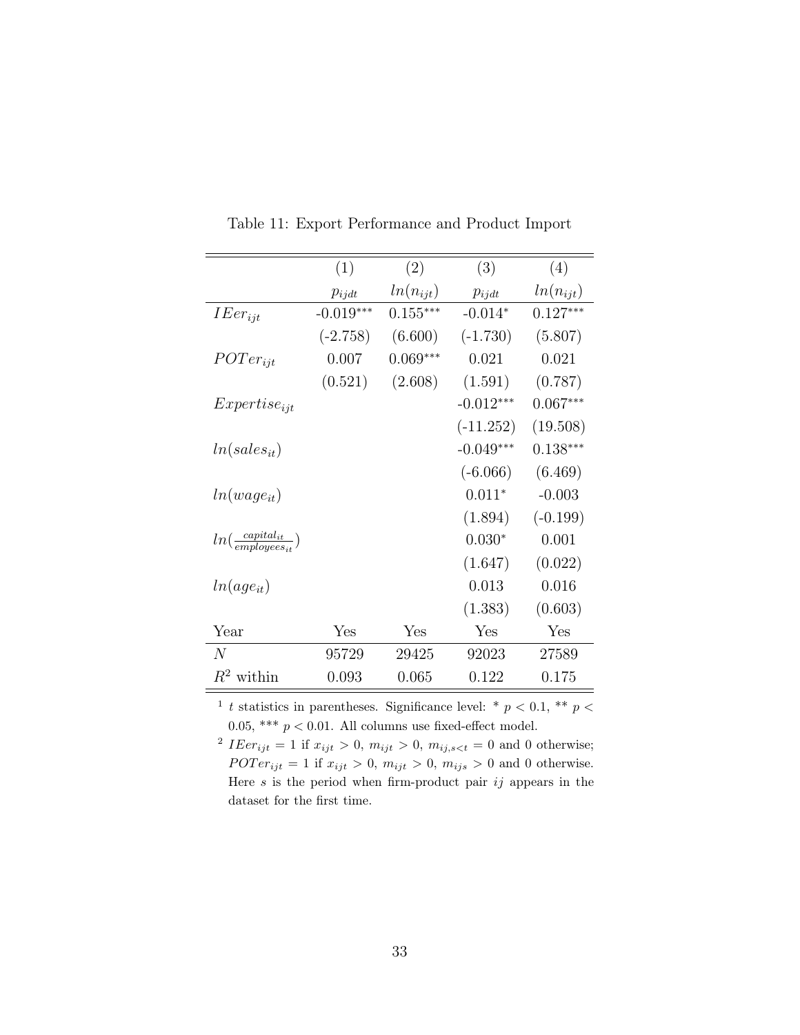Table 11: Export Performance and Product Import

| | (1) | (2) | (3) | (4) |
|---|---|---|---|---|
| | $p_{ijdt}$ | $ln(n_{ijt})$ | $p_{ijdt}$ | $ln(n_{ijt})$ |
| $IEer_{ijt}$ | -0.019*** | 0.155*** | -0.014* | 0.127*** |
| | (-2.758) | (6.600) | (-1.730) | (5.807) |
| $POTer_{ijt}$ | 0.007 | 0.069*** | 0.021 | 0.021 |
| | (0.521) | (2.608) | (1.591) | (0.787) |
| $Expertise_{ijt}$ | | | -0.012*** | 0.067*** |
| | | | (-11.252) | (19.508) |
| $ln(sales_{it})$ | | | -0.049*** | 0.138*** |
| | | | (-6.066) | (6.469) |
| $ln(wage_{it})$ | | | 0.011* | -0.003 |
| | | | (1.894) | (-0.199) |
| $ln(\frac{capital_{it}}{employees_{it}})$ | | | 0.030* | 0.001 |
| | | | (1.647) | (0.022) |
| $ln(age_{it})$ | | | 0.013 | 0.016 |
| | | | (1.383) | (0.603) |
| Year | Yes | Yes | Yes | Yes |
| $N$ | 95729 | 29425 | 92023 | 27589 |
| $R^2$ within | 0.093 | 0.065 | 0.122 | 0.175 |

[1] $t$ statistics in parentheses. Significance level: * $p < 0.1$, ** $p < 0.05$, *** $p < 0.01$. All columns use fixed-effect model.

[2] $IEer_{ijt} = 1$ if $x_{ijt} > 0$, $m_{ijt} > 0$, $m_{ij,s<t} = 0$ and 0 otherwise; $POTer_{ijt} = 1$ if $x_{ijt} > 0$, $m_{ijt} > 0$, $m_{ijs} > 0$ and 0 otherwise. Here $s$ is the period when firm-product pair $ij$ appears in the dataset for the first time.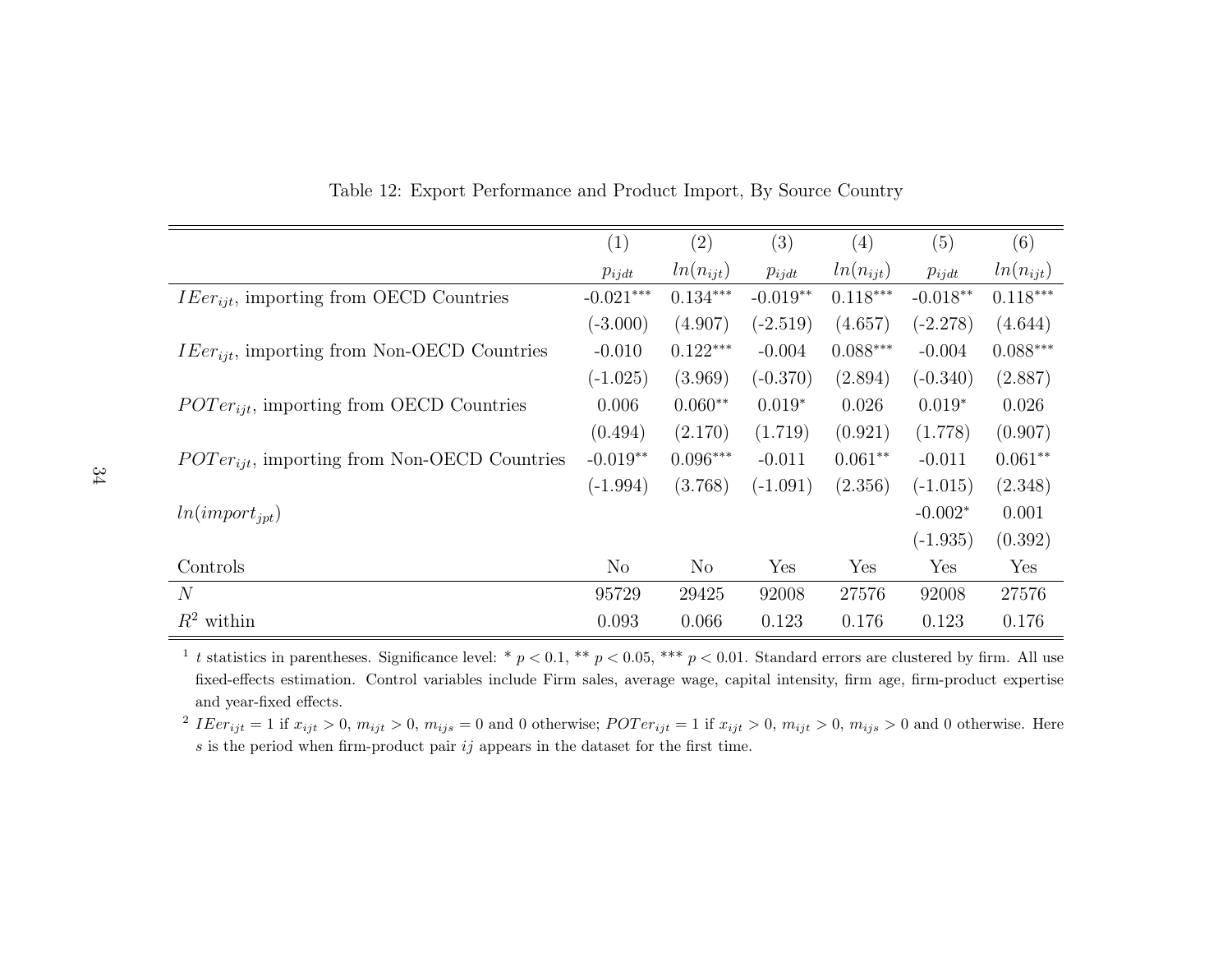Table 12: Export Performance and Product Import, By Source Country

| | (1) | (2) | (3) | (4) | (5) | (6) |
|---|---|---|---|---|---|---|
| | $p_{ijdt}$ | $ln(n_{ijt})$ | $p_{ijdt}$ | $ln(n_{ijt})$ | $p_{ijdt}$ | $ln(n_{ijt})$ |
| $IEer_{ijt}$, importing from OECD Countries | -0.021*** | 0.134*** | -0.019** | 0.118*** | -0.018** | 0.118*** |
| | (-3.000) | (4.907) | (-2.519) | (4.657) | (-2.278) | (4.644) |
| $IEer_{ijt}$, importing from Non-OECD Countries | -0.010 | 0.122*** | -0.004 | 0.088*** | -0.004 | 0.088*** |
| | (-1.025) | (3.969) | (-0.370) | (2.894) | (-0.340) | (2.887) |
| $POTer_{ijt}$, importing from OECD Countries | 0.006 | 0.060** | 0.019* | 0.026 | 0.019* | 0.026 |
| | (0.494) | (2.170) | (1.719) | (0.921) | (1.778) | (0.907) |
| $POTer_{ijt}$, importing from Non-OECD Countries | -0.019** | 0.096*** | -0.011 | 0.061** | -0.011 | 0.061** |
| | (-1.994) | (3.768) | (-1.091) | (2.356) | (-1.015) | (2.348) |
| $ln(import_{jpt})$ | | | | | -0.002* | 0.001 |
| | | | | | (-1.935) | (0.392) |
| Controls | No | No | Yes | Yes | Yes | Yes |
| $N$ | 95729 | 29425 | 92008 | 27576 | 92008 | 27576 |
| $R^2$ within | 0.093 | 0.066 | 0.123 | 0.176 | 0.123 | 0.176 |

[1] $t$ statistics in parentheses. Significance level: * $p < 0.1$, ** $p < 0.05$, *** $p < 0.01$. Standard errors are clustered by firm. All use fixed-effects estimation. Control variables include Firm sales, average wage, capital intensity, firm age, firm-product expertise and year-fixed effects.

[2] $IEer_{ijt} = 1$ if $x_{ijt} > 0$, $m_{ijt} > 0$, $m_{ijs} = 0$ and 0 otherwise; $POTer_{ijt} = 1$ if $x_{ijt} > 0$, $m_{ijt} > 0$, $m_{ijs} > 0$ and 0 otherwise. Here $s$ is the period when firm-product pair $ij$ appears in the dataset for the first time.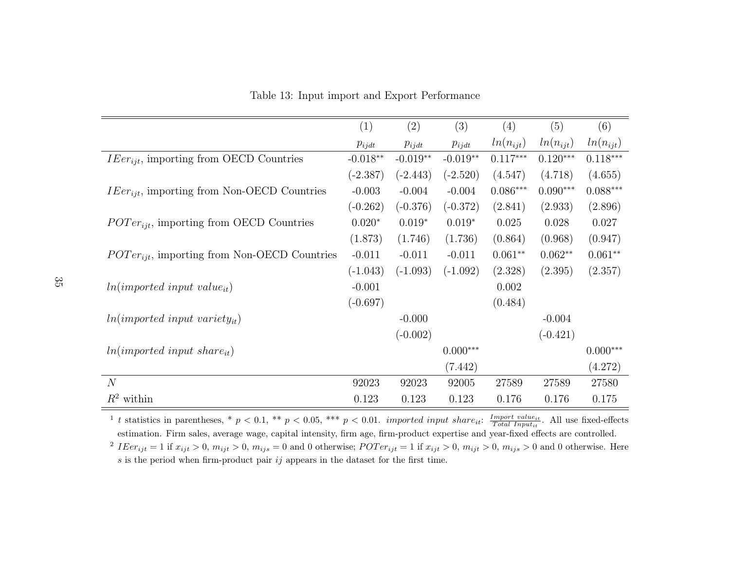Table 13: Input import and Export Performance

| | (1) | (2) | (3) | (4) | (5) | (6) |
|---|---|---|---|---|---|---|
| | $p_{ijdt}$ | $p_{ijdt}$ | $p_{ijdt}$ | $ln(n_{ijt})$ | $ln(n_{ijt})$ | $ln(n_{ijt})$ |
| $IEer_{ijt}$, importing from OECD Countries | -0.018** | -0.019** | -0.019** | 0.117*** | 0.120*** | 0.118*** |
| | (-2.387) | (-2.443) | (-2.520) | (4.547) | (4.718) | (4.655) |
| $IEer_{ijt}$, importing from Non-OECD Countries | -0.003 | -0.004 | -0.004 | 0.086*** | 0.090*** | 0.088*** |
| | (-0.262) | (-0.376) | (-0.372) | (2.841) | (2.933) | (2.896) |
| $POTer_{ijt}$, importing from OECD Countries | 0.020* | 0.019* | 0.019* | 0.025 | 0.028 | 0.027 |
| | (1.873) | (1.746) | (1.736) | (0.864) | (0.968) | (0.947) |
| $POTer_{ijt}$, importing from Non-OECD Countries | -0.011 | -0.011 | -0.011 | 0.061** | 0.062** | 0.061** |
| | (-1.043) | (-1.093) | (-1.092) | (2.328) | (2.395) | (2.357) |
| $ln(imported\ input\ value_{it})$ | -0.001 | | | 0.002 | | |
| | (-0.697) | | | (0.484) | | |
| $ln(imported\ input\ variety_{it})$ | | -0.000 | | | -0.004 | |
| | | (-0.002) | | | (-0.421) | |
| $ln(imported\ input\ share_{it})$ | | | 0.000*** | | | 0.000*** |
| | | | (7.442) | | | (4.272) |
| $N$ | 92023 | 92023 | 92005 | 27589 | 27589 | 27580 |
| $R^2$ within | 0.123 | 0.123 | 0.123 | 0.176 | 0.176 | 0.175 |

[1] $t$ statistics in parentheses, * $p < 0.1$, ** $p < 0.05$, *** $p < 0.01$. *imported input share*$_{it}$: $\frac{Import\ value_{it}}{Total\ Input_{it}}$. All use fixed-effects estimation. Firm sales, average wage, capital intensity, firm age, firm-product expertise and year-fixed effects are controlled.

[2] $IEer_{ijt} = 1$ if $x_{ijt} > 0$, $m_{ijt} > 0$, $m_{ijs} = 0$ and 0 otherwise; $POTer_{ijt} = 1$ if $x_{ijt} > 0$, $m_{ijt} > 0$, $m_{ijs} > 0$ and 0 otherwise. Here $s$ is the period when firm-product pair $ij$ appears in the dataset for the first time.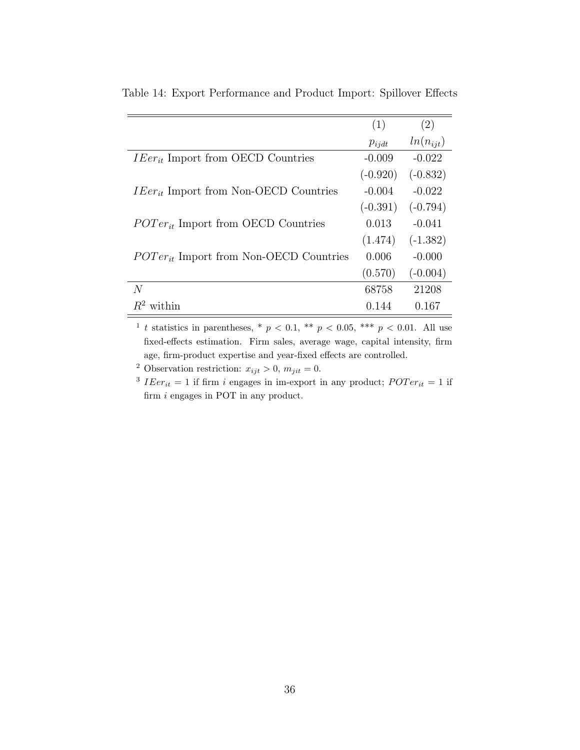Table 14: Export Performance and Product Import: Spillover Effects

| | (1) | (2) |
|---|---|---|
| | $p_{ijdt}$ | $ln(n_{ijt})$ |
| $IEer_{it}$ Import from OECD Countries | -0.009 | -0.022 |
| | (-0.920) | (-0.832) |
| $IEer_{it}$ Import from Non-OECD Countries | -0.004 | -0.022 |
| | (-0.391) | (-0.794) |
| $POTer_{it}$ Import from OECD Countries | 0.013 | -0.041 |
| | (1.474) | (-1.382) |
| $POTer_{it}$ Import from Non-OECD Countries | 0.006 | -0.000 |
| | (0.570) | (-0.004) |
| $N$ | 68758 | 21208 |
| $R^2$ within | 0.144 | 0.167 |

[1] $t$ statistics in parentheses, * $p < 0.1$, ** $p < 0.05$, *** $p < 0.01$. All use fixed-effects estimation. Firm sales, average wage, capital intensity, firm age, firm-product expertise and year-fixed effects are controlled.

[2] Observation restriction: $x_{ijt} > 0$, $m_{jit} = 0$.

[3] $IEer_{it} = 1$ if firm $i$ engages in im-export in any product; $POTer_{it} = 1$ if firm $i$ engages in POT in any product.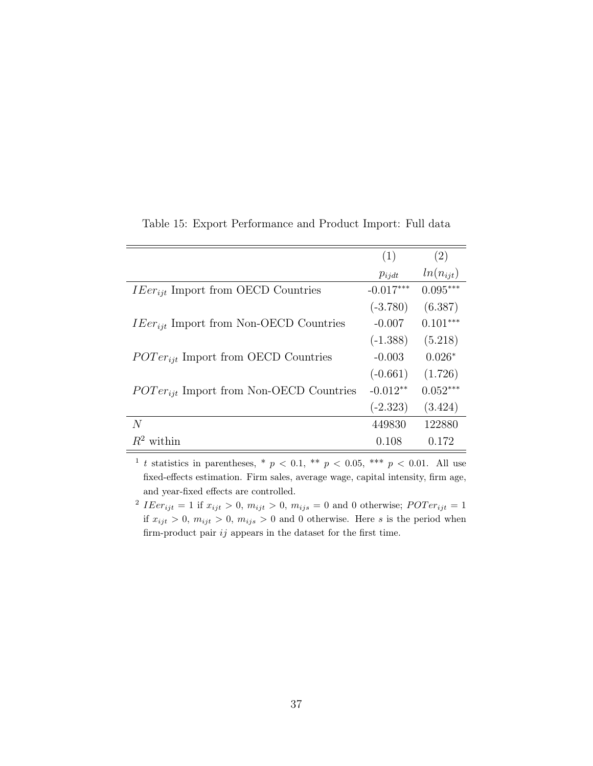Table 15: Export Performance and Product Import: Full data

| | (1) | (2) |
|---|---|---|
| | $p_{ijdt}$ | $ln(n_{ijt})$ |
| $IEer_{ijt}$ Import from OECD Countries | -0.017*** | 0.095*** |
| | (-3.780) | (6.387) |
| $IEer_{ijt}$ Import from Non-OECD Countries | -0.007 | 0.101*** |
| | (-1.388) | (5.218) |
| $POTer_{ijt}$ Import from OECD Countries | -0.003 | 0.026* |
| | (-0.661) | (1.726) |
| $POTer_{ijt}$ Import from Non-OECD Countries | -0.012** | 0.052*** |
| | (-2.323) | (3.424) |
| $N$ | 449830 | 122880 |
| $R^2$ within | 0.108 | 0.172 |

[1] $t$ statistics in parentheses, * $p < 0.1$, ** $p < 0.05$, *** $p < 0.01$. All use fixed-effects estimation. Firm sales, average wage, capital intensity, firm age, and year-fixed effects are controlled.

[2] $IEer_{ijt} = 1$ if $x_{ijt} > 0$, $m_{ijt} > 0$, $m_{ijs} = 0$ and 0 otherwise; $POTer_{ijt} = 1$ if $x_{ijt} > 0$, $m_{ijt} > 0$, $m_{ijs} > 0$ and 0 otherwise. Here $s$ is the period when firm-product pair $ij$ appears in the dataset for the first time.